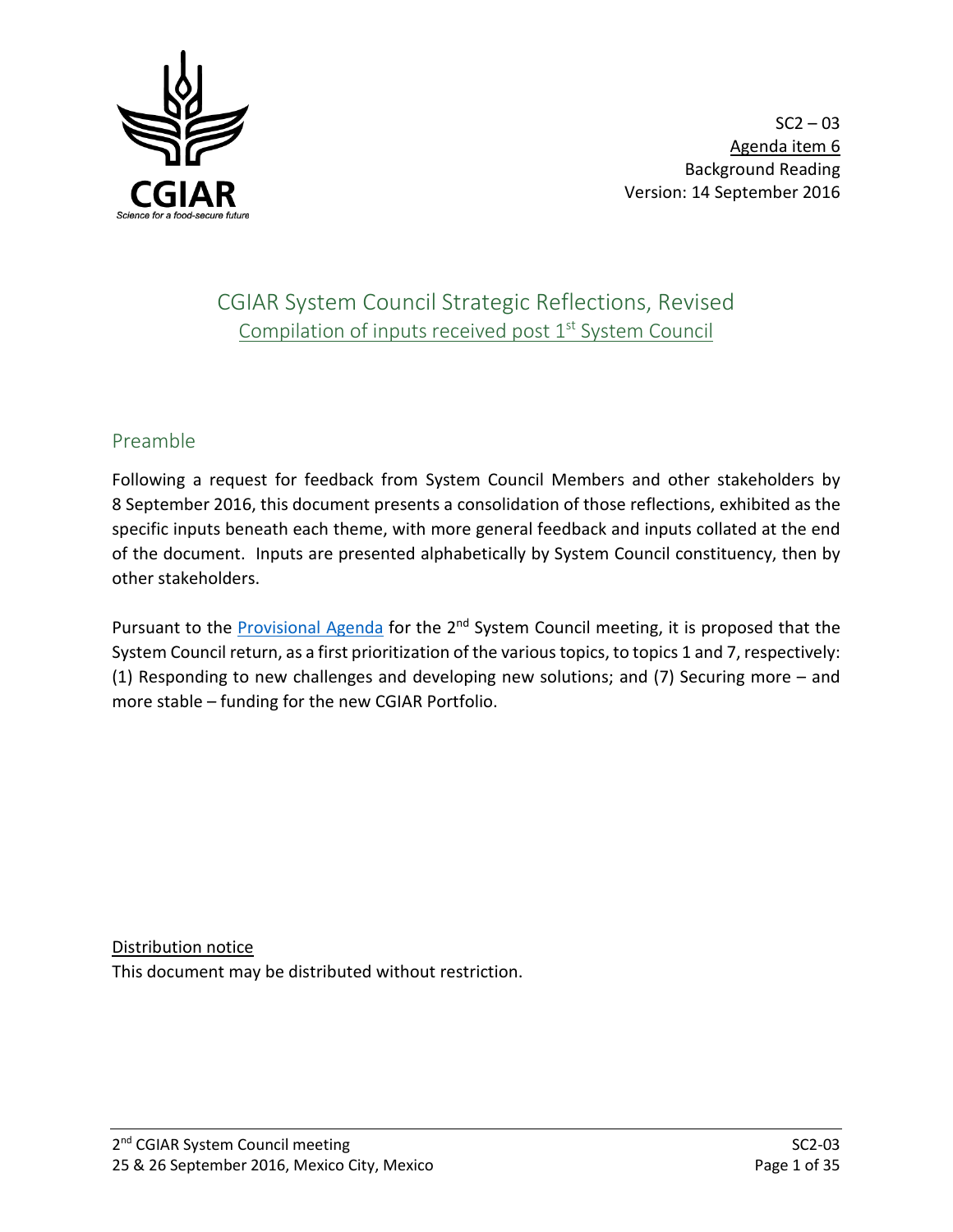SC2 – 03
Agenda item 6
Background Reading
Version: 14 September 2016

# CGIAR System Council Strategic Reflections, Revised

Compilation of inputs received post 1st System Council

## Preamble

Following a request for feedback from System Council Members and other stakeholders by 8 September 2016, this document presents a consolidation of those reflections, exhibited as the specific inputs beneath each theme, with more general feedback and inputs collated at the end of the document. Inputs are presented alphabetically by System Council constituency, then by other stakeholders.

Pursuant to the Provisional Agenda for the 2nd System Council meeting, it is proposed that the System Council return, as a first prioritization of the various topics, to topics 1 and 7, respectively: (1) Responding to new challenges and developing new solutions; and (7) Securing more – and more stable – funding for the new CGIAR Portfolio.

Distribution notice

This document may be distributed without restriction.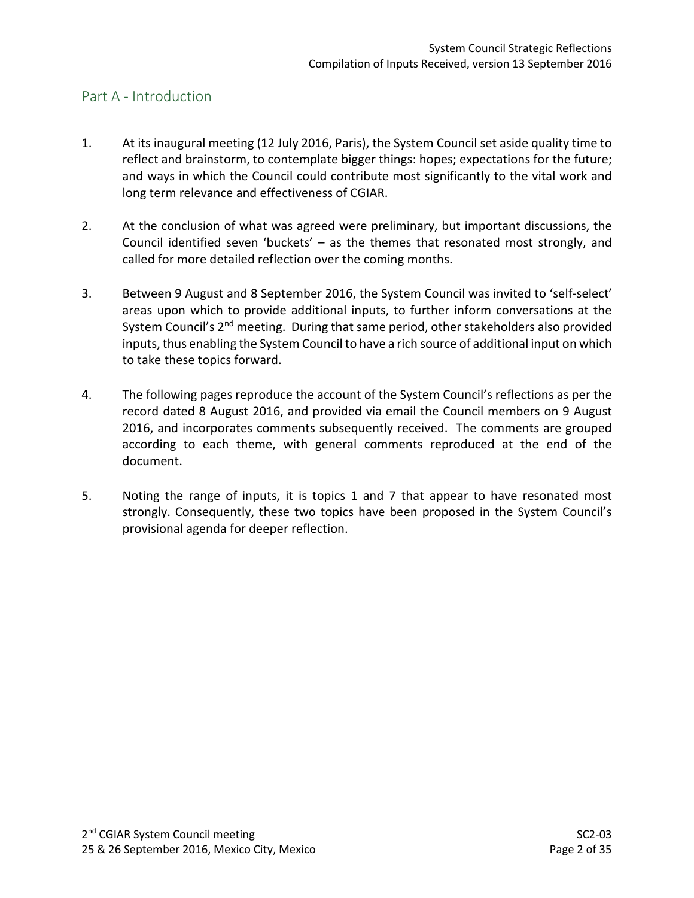## Part A - Introduction

1. At its inaugural meeting (12 July 2016, Paris), the System Council set aside quality time to reflect and brainstorm, to contemplate bigger things: hopes; expectations for the future; and ways in which the Council could contribute most significantly to the vital work and long term relevance and effectiveness of CGIAR.

2. At the conclusion of what was agreed were preliminary, but important discussions, the Council identified seven 'buckets' – as the themes that resonated most strongly, and called for more detailed reflection over the coming months.

3. Between 9 August and 8 September 2016, the System Council was invited to 'self-select' areas upon which to provide additional inputs, to further inform conversations at the System Council's 2nd meeting. During that same period, other stakeholders also provided inputs, thus enabling the System Council to have a rich source of additional input on which to take these topics forward.

4. The following pages reproduce the account of the System Council's reflections as per the record dated 8 August 2016, and provided via email the Council members on 9 August 2016, and incorporates comments subsequently received. The comments are grouped according to each theme, with general comments reproduced at the end of the document.

5. Noting the range of inputs, it is topics 1 and 7 that appear to have resonated most strongly. Consequently, these two topics have been proposed in the System Council's provisional agenda for deeper reflection.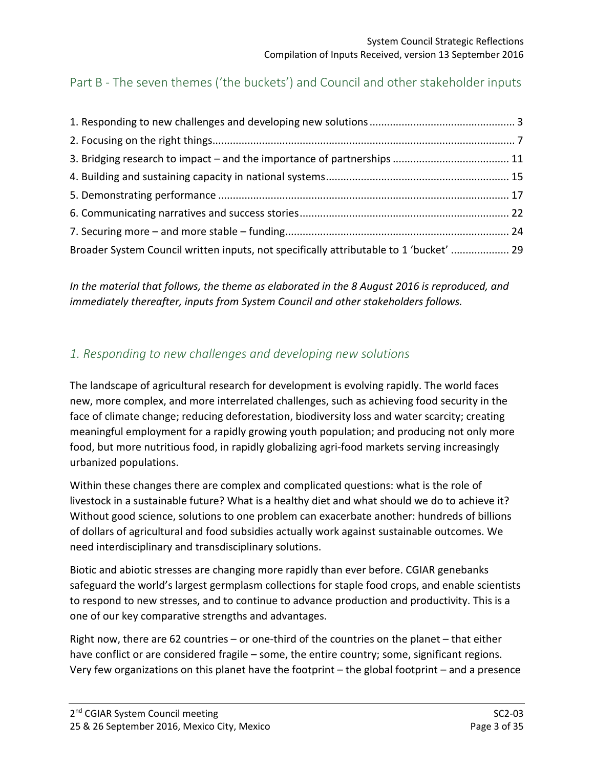## Part B - The seven themes ('the buckets') and Council and other stakeholder inputs

1. Responding to new challenges and developing new solutions .................................................. 3
2. Focusing on the right things........................................................................................................ 7
3. Bridging research to impact – and the importance of partnerships ........................................ 11
4. Building and sustaining capacity in national systems.............................................................. 15
5. Demonstrating performance ..................................................................................................... 17
6. Communicating narratives and success stories........................................................................ 22
7. Securing more – and more stable – funding............................................................................. 24
Broader System Council written inputs, not specifically attributable to 1 'bucket' .................... 29

*In the material that follows, the theme as elaborated in the 8 August 2016 is reproduced, and immediately thereafter, inputs from System Council and other stakeholders follows.*

### *1. Responding to new challenges and developing new solutions*

The landscape of agricultural research for development is evolving rapidly. The world faces new, more complex, and more interrelated challenges, such as achieving food security in the face of climate change; reducing deforestation, biodiversity loss and water scarcity; creating meaningful employment for a rapidly growing youth population; and producing not only more food, but more nutritious food, in rapidly globalizing agri-food markets serving increasingly urbanized populations.

Within these changes there are complex and complicated questions: what is the role of livestock in a sustainable future? What is a healthy diet and what should we do to achieve it? Without good science, solutions to one problem can exacerbate another: hundreds of billions of dollars of agricultural and food subsidies actually work against sustainable outcomes. We need interdisciplinary and transdisciplinary solutions.

Biotic and abiotic stresses are changing more rapidly than ever before. CGIAR genebanks safeguard the world's largest germplasm collections for staple food crops, and enable scientists to respond to new stresses, and to continue to advance production and productivity. This is a one of our key comparative strengths and advantages.

Right now, there are 62 countries – or one-third of the countries on the planet – that either have conflict or are considered fragile – some, the entire country; some, significant regions. Very few organizations on this planet have the footprint – the global footprint – and a presence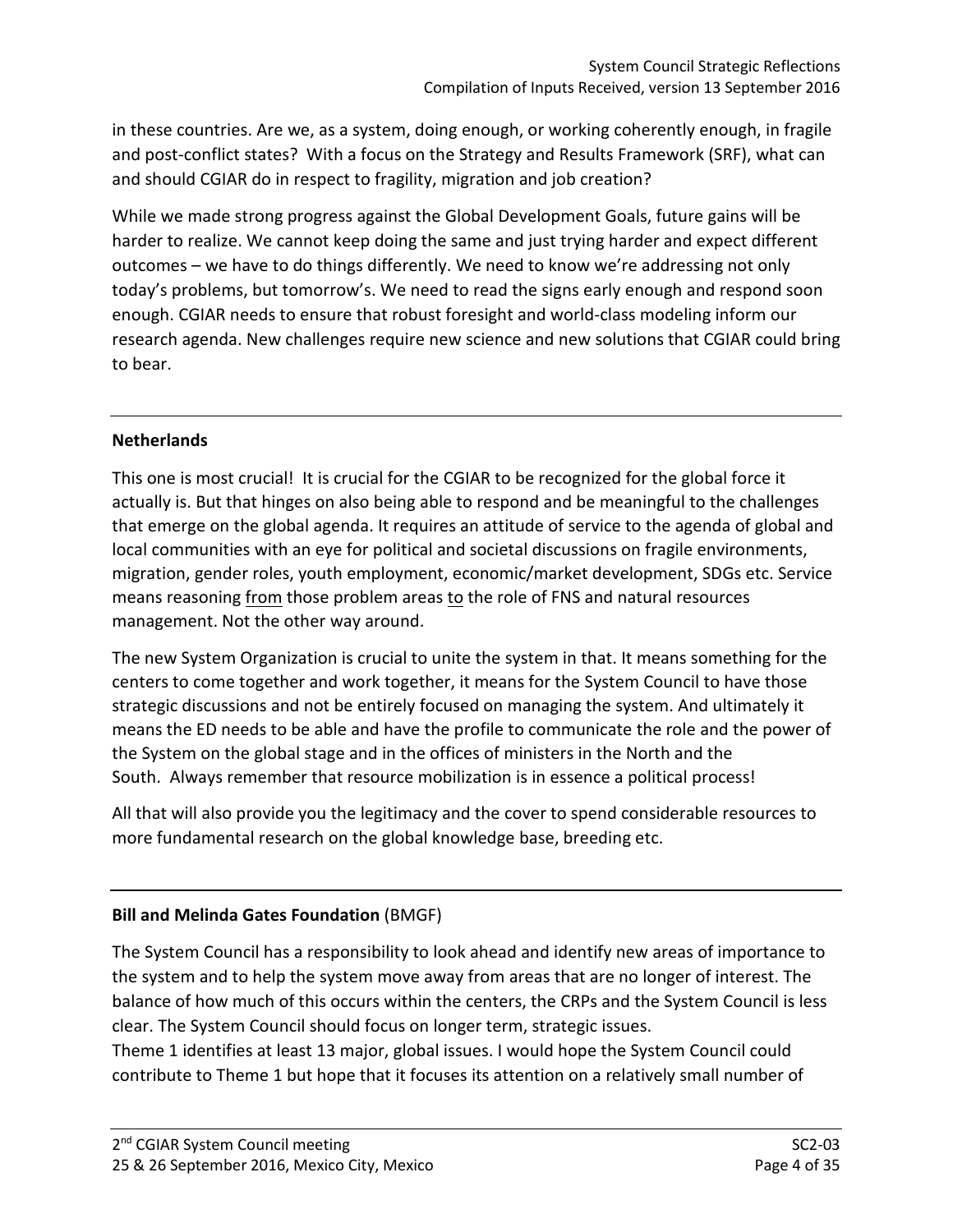in these countries. Are we, as a system, doing enough, or working coherently enough, in fragile and post-conflict states? With a focus on the Strategy and Results Framework (SRF), what can and should CGIAR do in respect to fragility, migration and job creation?

While we made strong progress against the Global Development Goals, future gains will be harder to realize. We cannot keep doing the same and just trying harder and expect different outcomes – we have to do things differently. We need to know we're addressing not only today's problems, but tomorrow's. We need to read the signs early enough and respond soon enough. CGIAR needs to ensure that robust foresight and world-class modeling inform our research agenda. New challenges require new science and new solutions that CGIAR could bring to bear.

---

**Netherlands**

This one is most crucial! It is crucial for the CGIAR to be recognized for the global force it actually is. But that hinges on also being able to respond and be meaningful to the challenges that emerge on the global agenda. It requires an attitude of service to the agenda of global and local communities with an eye for political and societal discussions on fragile environments, migration, gender roles, youth employment, economic/market development, SDGs etc. Service means reasoning from those problem areas to the role of FNS and natural resources management. Not the other way around.

The new System Organization is crucial to unite the system in that. It means something for the centers to come together and work together, it means for the System Council to have those strategic discussions and not be entirely focused on managing the system. And ultimately it means the ED needs to be able and have the profile to communicate the role and the power of the System on the global stage and in the offices of ministers in the North and the South. Always remember that resource mobilization is in essence a political process!

All that will also provide you the legitimacy and the cover to spend considerable resources to more fundamental research on the global knowledge base, breeding etc.

---

**Bill and Melinda Gates Foundation** (BMGF)

The System Council has a responsibility to look ahead and identify new areas of importance to the system and to help the system move away from areas that are no longer of interest. The balance of how much of this occurs within the centers, the CRPs and the System Council is less clear. The System Council should focus on longer term, strategic issues.
Theme 1 identifies at least 13 major, global issues. I would hope the System Council could contribute to Theme 1 but hope that it focuses its attention on a relatively small number of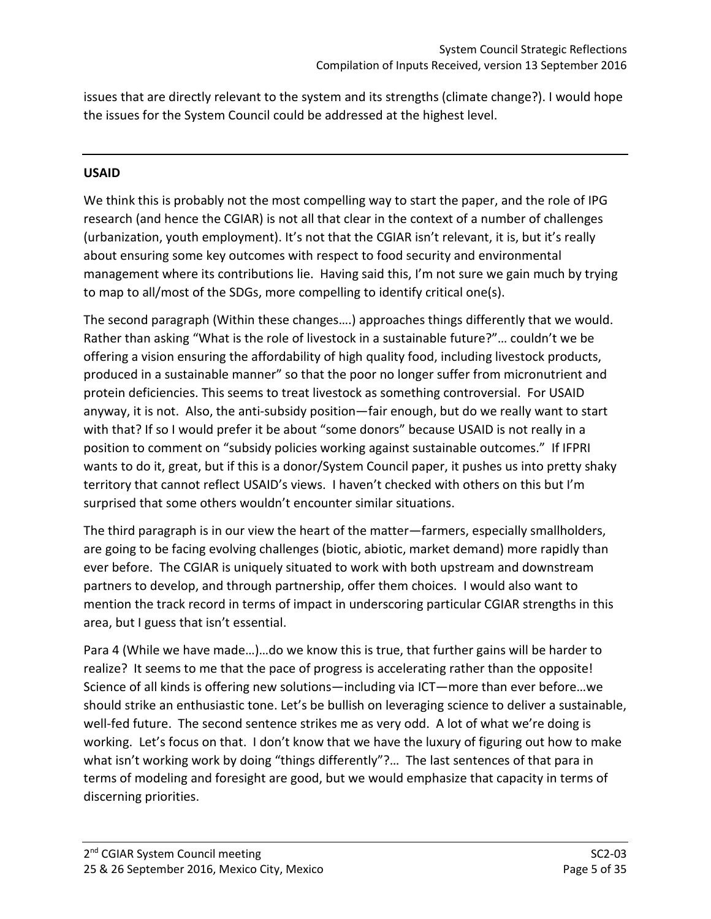issues that are directly relevant to the system and its strengths (climate change?). I would hope the issues for the System Council could be addressed at the highest level.

---

**USAID**

We think this is probably not the most compelling way to start the paper, and the role of IPG research (and hence the CGIAR) is not all that clear in the context of a number of challenges (urbanization, youth employment). It's not that the CGIAR isn't relevant, it is, but it's really about ensuring some key outcomes with respect to food security and environmental management where its contributions lie. Having said this, I'm not sure we gain much by trying to map to all/most of the SDGs, more compelling to identify critical one(s).

The second paragraph (Within these changes….) approaches things differently that we would. Rather than asking "What is the role of livestock in a sustainable future?"… couldn't we be offering a vision ensuring the affordability of high quality food, including livestock products, produced in a sustainable manner" so that the poor no longer suffer from micronutrient and protein deficiencies. This seems to treat livestock as something controversial. For USAID anyway, it is not. Also, the anti-subsidy position—fair enough, but do we really want to start with that? If so I would prefer it be about "some donors" because USAID is not really in a position to comment on "subsidy policies working against sustainable outcomes." If IFPRI wants to do it, great, but if this is a donor/System Council paper, it pushes us into pretty shaky territory that cannot reflect USAID's views. I haven't checked with others on this but I'm surprised that some others wouldn't encounter similar situations.

The third paragraph is in our view the heart of the matter—farmers, especially smallholders, are going to be facing evolving challenges (biotic, abiotic, market demand) more rapidly than ever before. The CGIAR is uniquely situated to work with both upstream and downstream partners to develop, and through partnership, offer them choices. I would also want to mention the track record in terms of impact in underscoring particular CGIAR strengths in this area, but I guess that isn't essential.

Para 4 (While we have made…)…do we know this is true, that further gains will be harder to realize? It seems to me that the pace of progress is accelerating rather than the opposite! Science of all kinds is offering new solutions—including via ICT—more than ever before…we should strike an enthusiastic tone. Let's be bullish on leveraging science to deliver a sustainable, well-fed future. The second sentence strikes me as very odd. A lot of what we're doing is working. Let's focus on that. I don't know that we have the luxury of figuring out how to make what isn't working work by doing "things differently"?… The last sentences of that para in terms of modeling and foresight are good, but we would emphasize that capacity in terms of discerning priorities.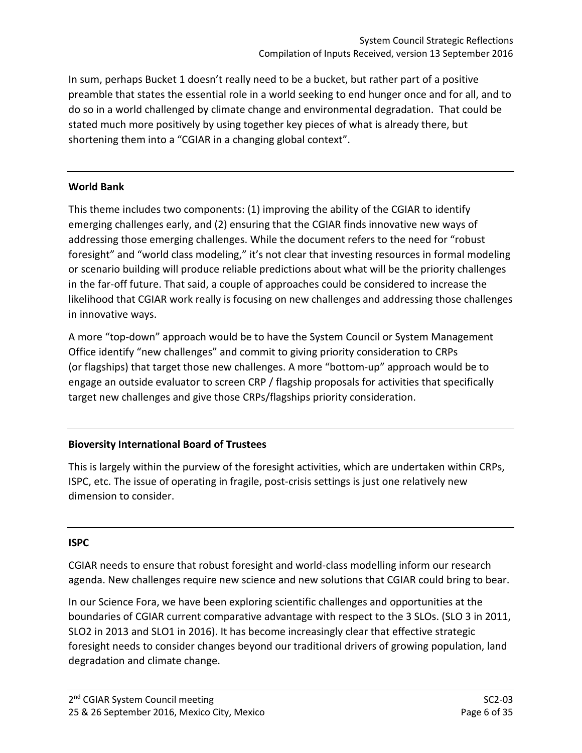In sum, perhaps Bucket 1 doesn't really need to be a bucket, but rather part of a positive preamble that states the essential role in a world seeking to end hunger once and for all, and to do so in a world challenged by climate change and environmental degradation. That could be stated much more positively by using together key pieces of what is already there, but shortening them into a "CGIAR in a changing global context".

---

**World Bank**

This theme includes two components: (1) improving the ability of the CGIAR to identify emerging challenges early, and (2) ensuring that the CGIAR finds innovative new ways of addressing those emerging challenges. While the document refers to the need for "robust foresight" and "world class modeling," it's not clear that investing resources in formal modeling or scenario building will produce reliable predictions about what will be the priority challenges in the far-off future. That said, a couple of approaches could be considered to increase the likelihood that CGIAR work really is focusing on new challenges and addressing those challenges in innovative ways.

A more "top-down" approach would be to have the System Council or System Management Office identify "new challenges" and commit to giving priority consideration to CRPs (or flagships) that target those new challenges. A more "bottom-up" approach would be to engage an outside evaluator to screen CRP / flagship proposals for activities that specifically target new challenges and give those CRPs/flagships priority consideration.

---

**Bioversity International Board of Trustees**

This is largely within the purview of the foresight activities, which are undertaken within CRPs, ISPC, etc. The issue of operating in fragile, post-crisis settings is just one relatively new dimension to consider.

---

**ISPC**

CGIAR needs to ensure that robust foresight and world-class modelling inform our research agenda. New challenges require new science and new solutions that CGIAR could bring to bear.

In our Science Fora, we have been exploring scientific challenges and opportunities at the boundaries of CGIAR current comparative advantage with respect to the 3 SLOs. (SLO 3 in 2011, SLO2 in 2013 and SLO1 in 2016). It has become increasingly clear that effective strategic foresight needs to consider changes beyond our traditional drivers of growing population, land degradation and climate change.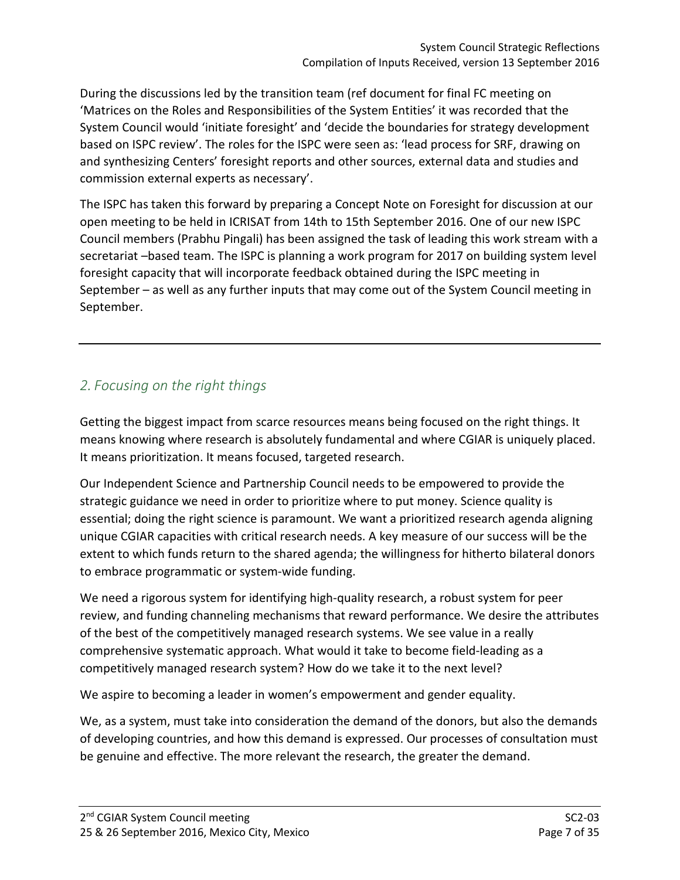During the discussions led by the transition team (ref document for final FC meeting on 'Matrices on the Roles and Responsibilities of the System Entities' it was recorded that the System Council would 'initiate foresight' and 'decide the boundaries for strategy development based on ISPC review'. The roles for the ISPC were seen as: 'lead process for SRF, drawing on and synthesizing Centers' foresight reports and other sources, external data and studies and commission external experts as necessary'.

The ISPC has taken this forward by preparing a Concept Note on Foresight for discussion at our open meeting to be held in ICRISAT from 14th to 15th September 2016. One of our new ISPC Council members (Prabhu Pingali) has been assigned the task of leading this work stream with a secretariat –based team. The ISPC is planning a work program for 2017 on building system level foresight capacity that will incorporate feedback obtained during the ISPC meeting in September – as well as any further inputs that may come out of the System Council meeting in September.

---

## *2. Focusing on the right things*

Getting the biggest impact from scarce resources means being focused on the right things. It means knowing where research is absolutely fundamental and where CGIAR is uniquely placed. It means prioritization. It means focused, targeted research.

Our Independent Science and Partnership Council needs to be empowered to provide the strategic guidance we need in order to prioritize where to put money. Science quality is essential; doing the right science is paramount. We want a prioritized research agenda aligning unique CGIAR capacities with critical research needs. A key measure of our success will be the extent to which funds return to the shared agenda; the willingness for hitherto bilateral donors to embrace programmatic or system-wide funding.

We need a rigorous system for identifying high-quality research, a robust system for peer review, and funding channeling mechanisms that reward performance. We desire the attributes of the best of the competitively managed research systems. We see value in a really comprehensive systematic approach. What would it take to become field-leading as a competitively managed research system? How do we take it to the next level?

We aspire to becoming a leader in women's empowerment and gender equality.

We, as a system, must take into consideration the demand of the donors, but also the demands of developing countries, and how this demand is expressed. Our processes of consultation must be genuine and effective. The more relevant the research, the greater the demand.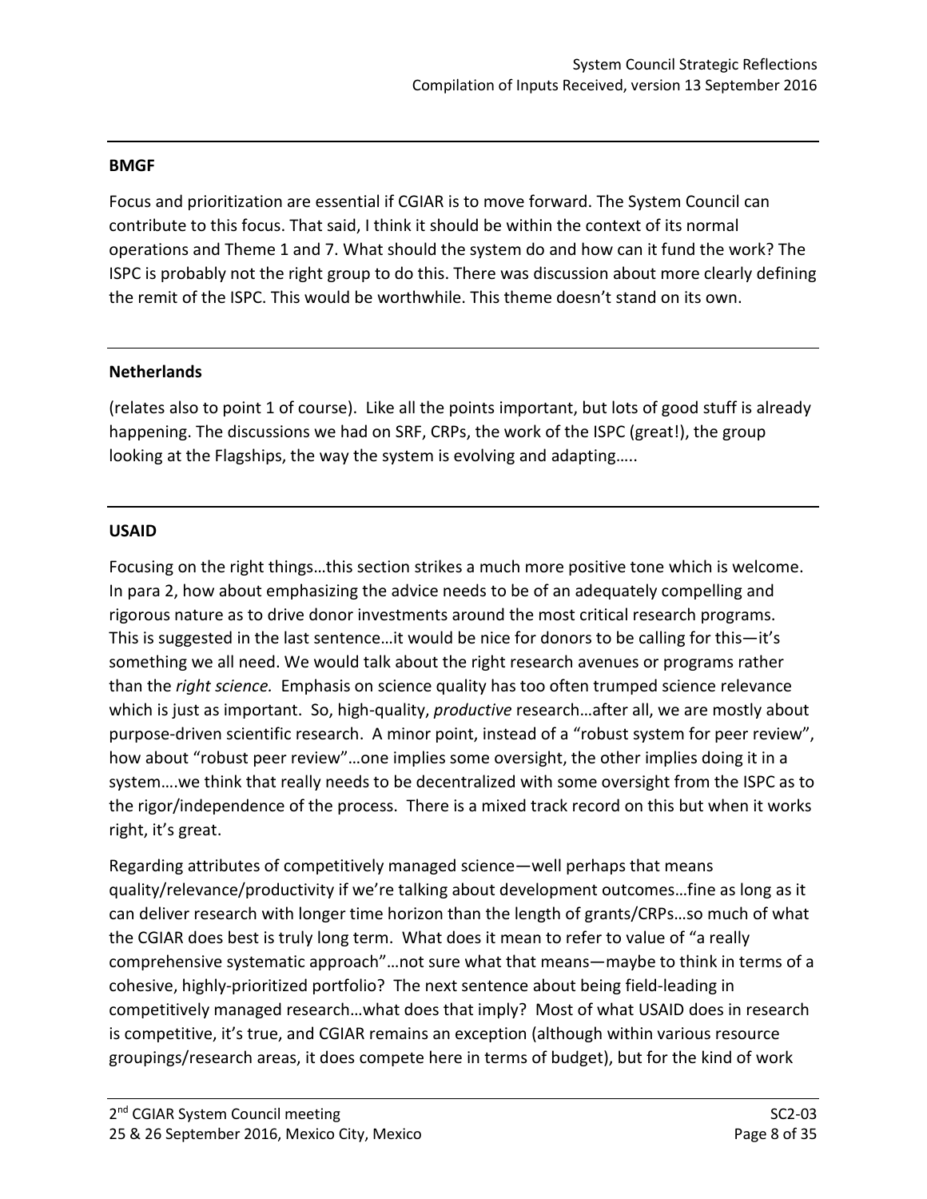**BMGF**

Focus and prioritization are essential if CGIAR is to move forward. The System Council can contribute to this focus. That said, I think it should be within the context of its normal operations and Theme 1 and 7. What should the system do and how can it fund the work? The ISPC is probably not the right group to do this. There was discussion about more clearly defining the remit of the ISPC. This would be worthwhile. This theme doesn't stand on its own.

---

**Netherlands**

(relates also to point 1 of course). Like all the points important, but lots of good stuff is already happening. The discussions we had on SRF, CRPs, the work of the ISPC (great!), the group looking at the Flagships, the way the system is evolving and adapting…..

---

**USAID**

Focusing on the right things…this section strikes a much more positive tone which is welcome. In para 2, how about emphasizing the advice needs to be of an adequately compelling and rigorous nature as to drive donor investments around the most critical research programs. This is suggested in the last sentence…it would be nice for donors to be calling for this—it's something we all need. We would talk about the right research avenues or programs rather than the *right science.* Emphasis on science quality has too often trumped science relevance which is just as important. So, high-quality, *productive* research…after all, we are mostly about purpose-driven scientific research. A minor point, instead of a "robust system for peer review", how about "robust peer review"…one implies some oversight, the other implies doing it in a system….we think that really needs to be decentralized with some oversight from the ISPC as to the rigor/independence of the process. There is a mixed track record on this but when it works right, it's great.

Regarding attributes of competitively managed science—well perhaps that means quality/relevance/productivity if we're talking about development outcomes…fine as long as it can deliver research with longer time horizon than the length of grants/CRPs…so much of what the CGIAR does best is truly long term. What does it mean to refer to value of "a really comprehensive systematic approach"…not sure what that means—maybe to think in terms of a cohesive, highly-prioritized portfolio? The next sentence about being field-leading in competitively managed research…what does that imply? Most of what USAID does in research is competitive, it's true, and CGIAR remains an exception (although within various resource groupings/research areas, it does compete here in terms of budget), but for the kind of work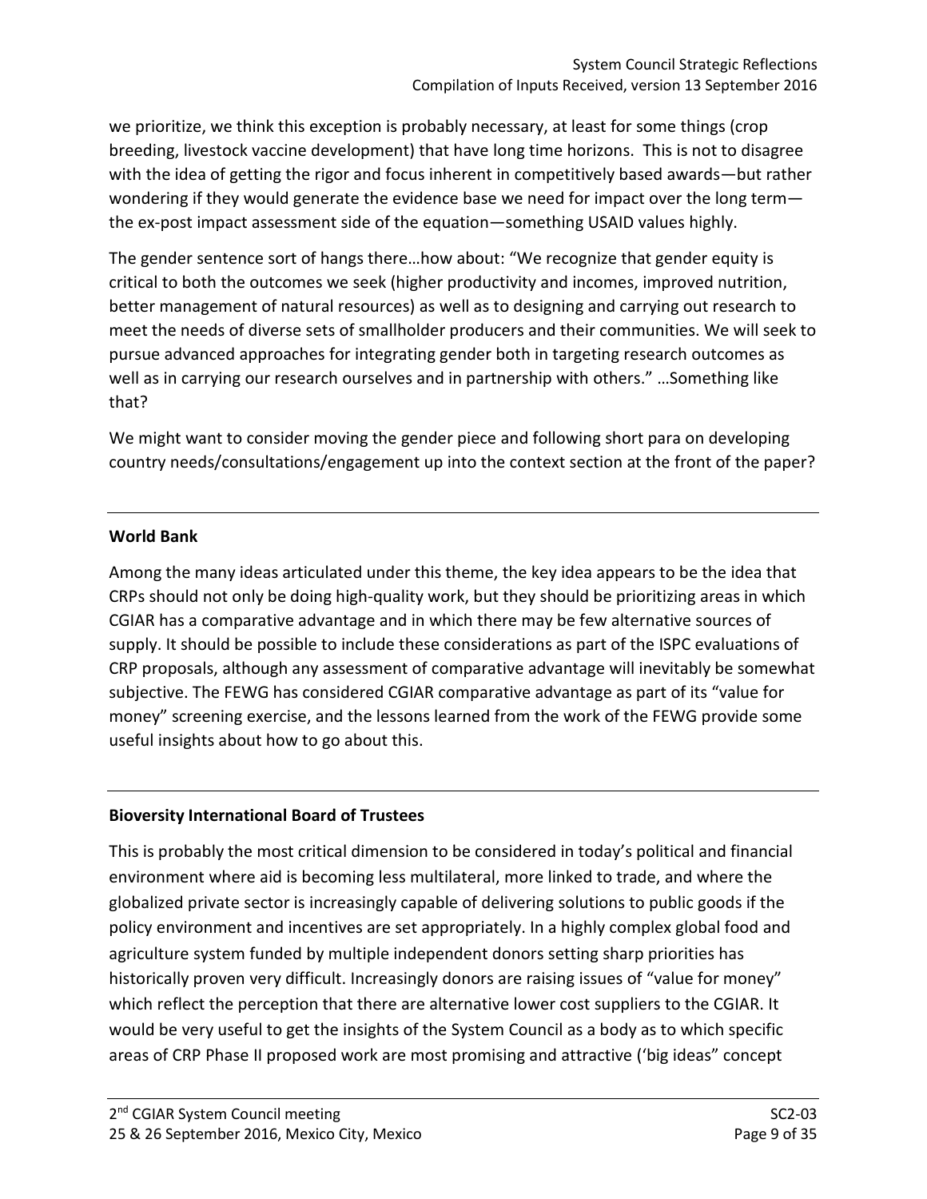we prioritize, we think this exception is probably necessary, at least for some things (crop breeding, livestock vaccine development) that have long time horizons. This is not to disagree with the idea of getting the rigor and focus inherent in competitively based awards—but rather wondering if they would generate the evidence base we need for impact over the long term—the ex-post impact assessment side of the equation—something USAID values highly.

The gender sentence sort of hangs there…how about: "We recognize that gender equity is critical to both the outcomes we seek (higher productivity and incomes, improved nutrition, better management of natural resources) as well as to designing and carrying out research to meet the needs of diverse sets of smallholder producers and their communities. We will seek to pursue advanced approaches for integrating gender both in targeting research outcomes as well as in carrying our research ourselves and in partnership with others." …Something like that?

We might want to consider moving the gender piece and following short para on developing country needs/consultations/engagement up into the context section at the front of the paper?

---

**World Bank**

Among the many ideas articulated under this theme, the key idea appears to be the idea that CRPs should not only be doing high-quality work, but they should be prioritizing areas in which CGIAR has a comparative advantage and in which there may be few alternative sources of supply. It should be possible to include these considerations as part of the ISPC evaluations of CRP proposals, although any assessment of comparative advantage will inevitably be somewhat subjective. The FEWG has considered CGIAR comparative advantage as part of its "value for money" screening exercise, and the lessons learned from the work of the FEWG provide some useful insights about how to go about this.

---

**Bioversity International Board of Trustees**

This is probably the most critical dimension to be considered in today's political and financial environment where aid is becoming less multilateral, more linked to trade, and where the globalized private sector is increasingly capable of delivering solutions to public goods if the policy environment and incentives are set appropriately. In a highly complex global food and agriculture system funded by multiple independent donors setting sharp priorities has historically proven very difficult. Increasingly donors are raising issues of "value for money" which reflect the perception that there are alternative lower cost suppliers to the CGIAR. It would be very useful to get the insights of the System Council as a body as to which specific areas of CRP Phase II proposed work are most promising and attractive ('big ideas" concept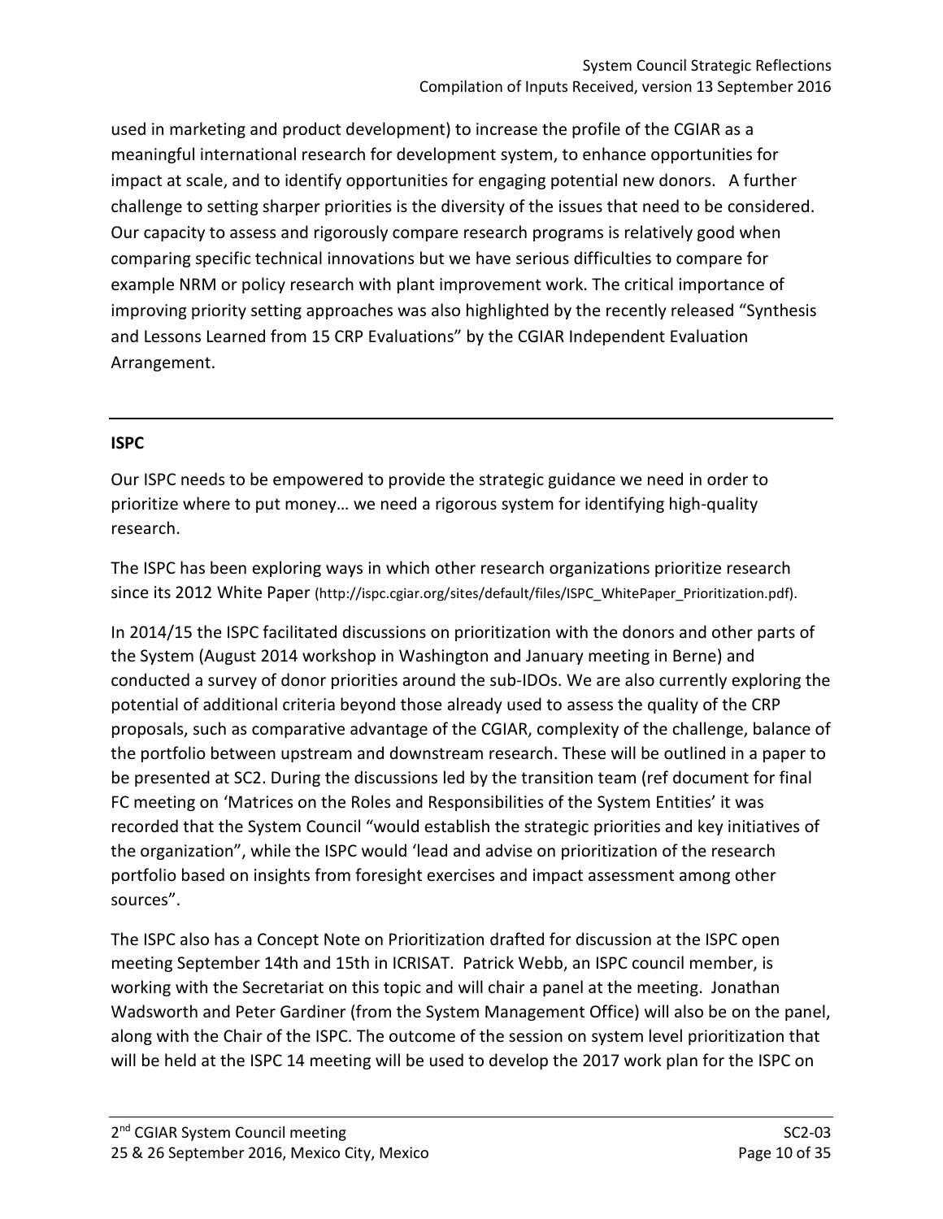used in marketing and product development) to increase the profile of the CGIAR as a meaningful international research for development system, to enhance opportunities for impact at scale, and to identify opportunities for engaging potential new donors.   A further challenge to setting sharper priorities is the diversity of the issues that need to be considered. Our capacity to assess and rigorously compare research programs is relatively good when comparing specific technical innovations but we have serious difficulties to compare for example NRM or policy research with plant improvement work. The critical importance of improving priority setting approaches was also highlighted by the recently released "Synthesis and Lessons Learned from 15 CRP Evaluations" by the CGIAR Independent Evaluation Arrangement.

---

**ISPC**

Our ISPC needs to be empowered to provide the strategic guidance we need in order to prioritize where to put money… we need a rigorous system for identifying high-quality research.

The ISPC has been exploring ways in which other research organizations prioritize research since its 2012 White Paper (http://ispc.cgiar.org/sites/default/files/ISPC_WhitePaper_Prioritization.pdf).

In 2014/15 the ISPC facilitated discussions on prioritization with the donors and other parts of the System (August 2014 workshop in Washington and January meeting in Berne) and conducted a survey of donor priorities around the sub-IDOs. We are also currently exploring the potential of additional criteria beyond those already used to assess the quality of the CRP proposals, such as comparative advantage of the CGIAR, complexity of the challenge, balance of the portfolio between upstream and downstream research. These will be outlined in a paper to be presented at SC2. During the discussions led by the transition team (ref document for final FC meeting on 'Matrices on the Roles and Responsibilities of the System Entities' it was recorded that the System Council "would establish the strategic priorities and key initiatives of the organization", while the ISPC would 'lead and advise on prioritization of the research portfolio based on insights from foresight exercises and impact assessment among other sources".

The ISPC also has a Concept Note on Prioritization drafted for discussion at the ISPC open meeting September 14th and 15th in ICRISAT.  Patrick Webb, an ISPC council member, is working with the Secretariat on this topic and will chair a panel at the meeting.  Jonathan Wadsworth and Peter Gardiner (from the System Management Office) will also be on the panel, along with the Chair of the ISPC. The outcome of the session on system level prioritization that will be held at the ISPC 14 meeting will be used to develop the 2017 work plan for the ISPC on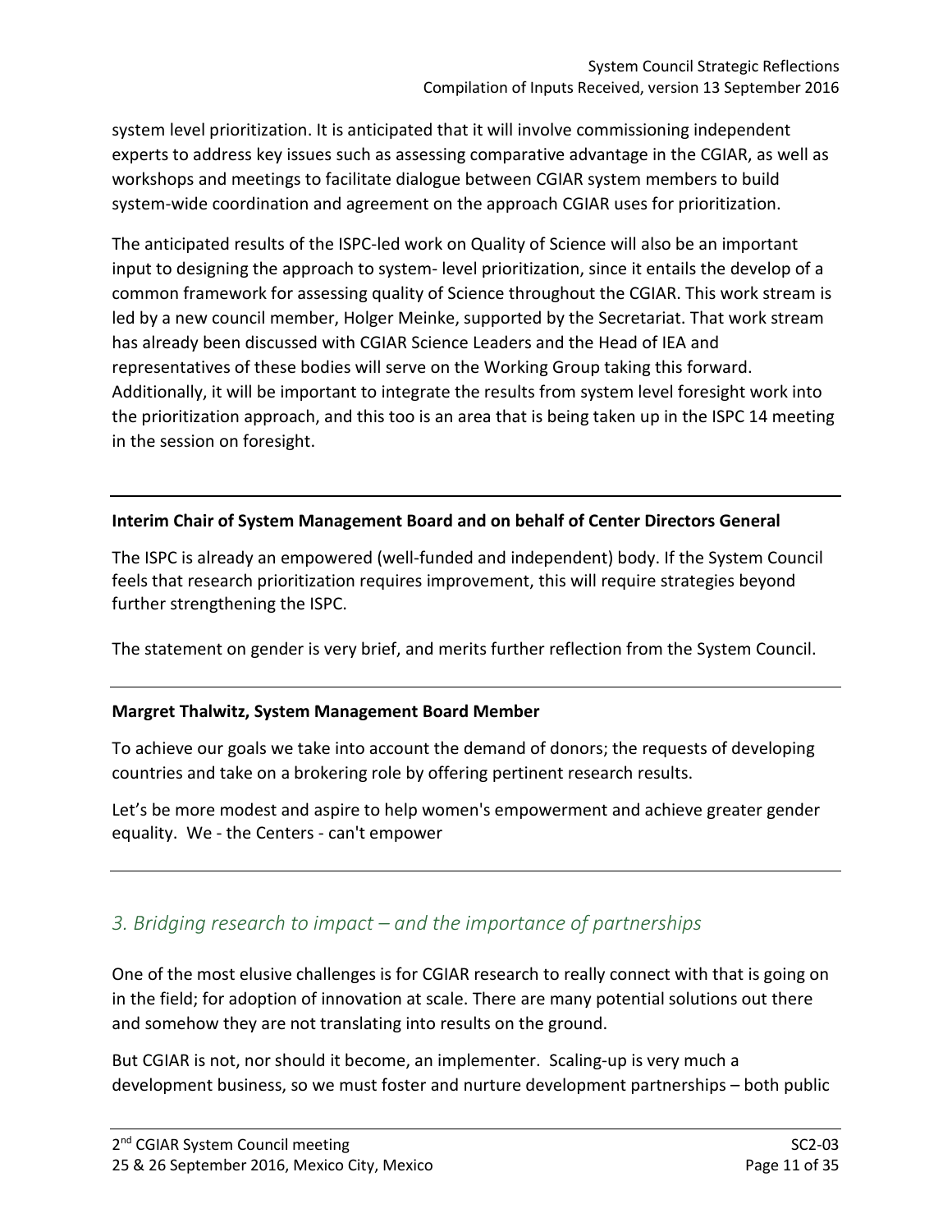system level prioritization. It is anticipated that it will involve commissioning independent experts to address key issues such as assessing comparative advantage in the CGIAR, as well as workshops and meetings to facilitate dialogue between CGIAR system members to build system-wide coordination and agreement on the approach CGIAR uses for prioritization.

The anticipated results of the ISPC-led work on Quality of Science will also be an important input to designing the approach to system- level prioritization, since it entails the develop of a common framework for assessing quality of Science throughout the CGIAR. This work stream is led by a new council member, Holger Meinke, supported by the Secretariat. That work stream has already been discussed with CGIAR Science Leaders and the Head of IEA and representatives of these bodies will serve on the Working Group taking this forward. Additionally, it will be important to integrate the results from system level foresight work into the prioritization approach, and this too is an area that is being taken up in the ISPC 14 meeting in the session on foresight.

---

**Interim Chair of System Management Board and on behalf of Center Directors General**

The ISPC is already an empowered (well-funded and independent) body. If the System Council feels that research prioritization requires improvement, this will require strategies beyond further strengthening the ISPC.

The statement on gender is very brief, and merits further reflection from the System Council.

---

**Margret Thalwitz, System Management Board Member**

To achieve our goals we take into account the demand of donors; the requests of developing countries and take on a brokering role by offering pertinent research results.

Let's be more modest and aspire to help women's empowerment and achieve greater gender equality. We - the Centers - can't empower

---

## *3. Bridging research to impact – and the importance of partnerships*

One of the most elusive challenges is for CGIAR research to really connect with that is going on in the field; for adoption of innovation at scale. There are many potential solutions out there and somehow they are not translating into results on the ground.

But CGIAR is not, nor should it become, an implementer. Scaling-up is very much a development business, so we must foster and nurture development partnerships – both public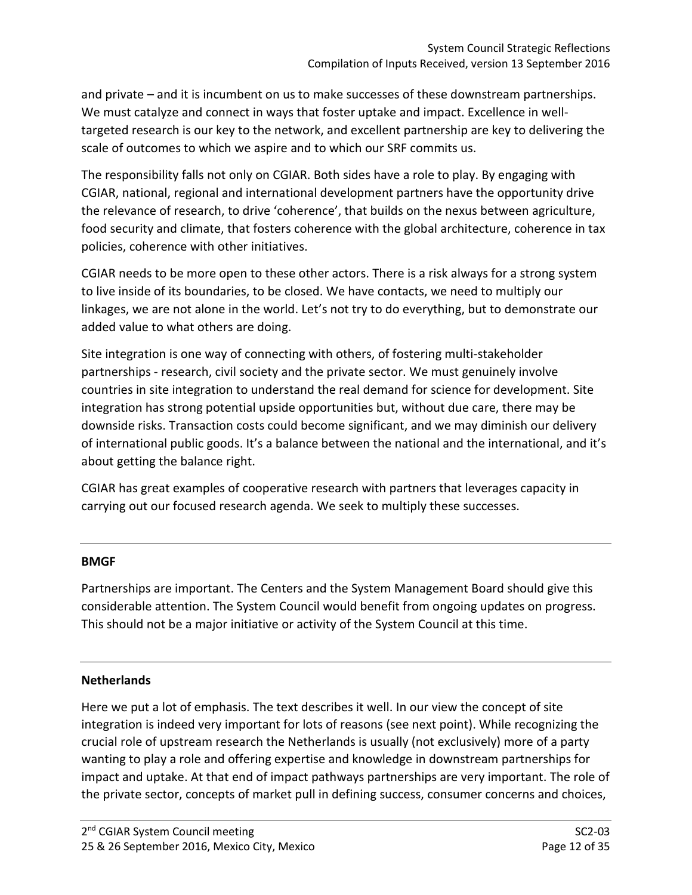and private – and it is incumbent on us to make successes of these downstream partnerships. We must catalyze and connect in ways that foster uptake and impact. Excellence in well-targeted research is our key to the network, and excellent partnership are key to delivering the scale of outcomes to which we aspire and to which our SRF commits us.

The responsibility falls not only on CGIAR. Both sides have a role to play. By engaging with CGIAR, national, regional and international development partners have the opportunity drive the relevance of research, to drive 'coherence', that builds on the nexus between agriculture, food security and climate, that fosters coherence with the global architecture, coherence in tax policies, coherence with other initiatives.

CGIAR needs to be more open to these other actors. There is a risk always for a strong system to live inside of its boundaries, to be closed. We have contacts, we need to multiply our linkages, we are not alone in the world. Let's not try to do everything, but to demonstrate our added value to what others are doing.

Site integration is one way of connecting with others, of fostering multi-stakeholder partnerships - research, civil society and the private sector. We must genuinely involve countries in site integration to understand the real demand for science for development. Site integration has strong potential upside opportunities but, without due care, there may be downside risks. Transaction costs could become significant, and we may diminish our delivery of international public goods. It's a balance between the national and the international, and it's about getting the balance right.

CGIAR has great examples of cooperative research with partners that leverages capacity in carrying out our focused research agenda. We seek to multiply these successes.

---

**BMGF**

Partnerships are important. The Centers and the System Management Board should give this considerable attention. The System Council would benefit from ongoing updates on progress. This should not be a major initiative or activity of the System Council at this time.

---

**Netherlands**

Here we put a lot of emphasis. The text describes it well. In our view the concept of site integration is indeed very important for lots of reasons (see next point). While recognizing the crucial role of upstream research the Netherlands is usually (not exclusively) more of a party wanting to play a role and offering expertise and knowledge in downstream partnerships for impact and uptake. At that end of impact pathways partnerships are very important. The role of the private sector, concepts of market pull in defining success, consumer concerns and choices,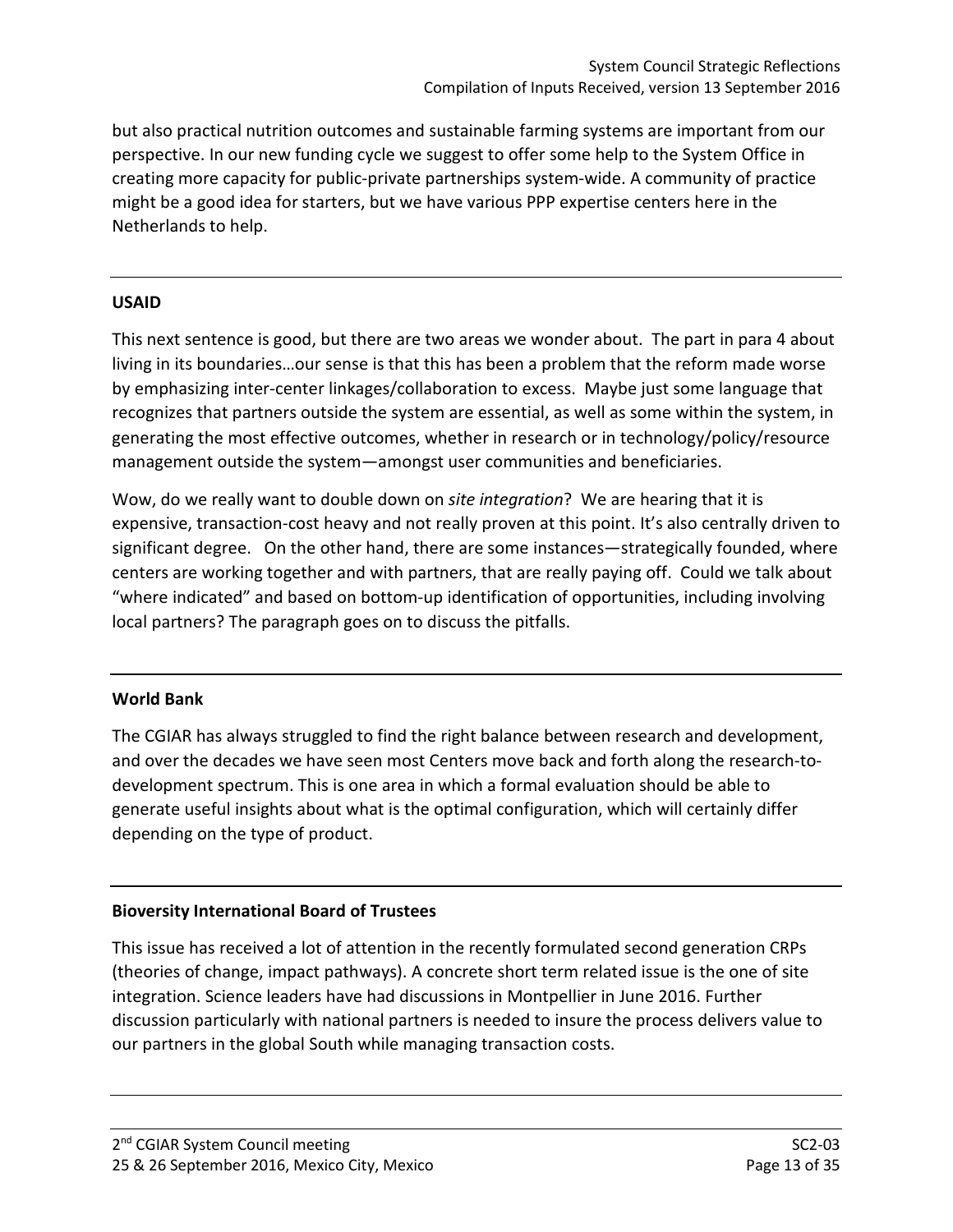but also practical nutrition outcomes and sustainable farming systems are important from our perspective. In our new funding cycle we suggest to offer some help to the System Office in creating more capacity for public-private partnerships system-wide. A community of practice might be a good idea for starters, but we have various PPP expertise centers here in the Netherlands to help.

---

**USAID**

This next sentence is good, but there are two areas we wonder about. The part in para 4 about living in its boundaries…our sense is that this has been a problem that the reform made worse by emphasizing inter-center linkages/collaboration to excess. Maybe just some language that recognizes that partners outside the system are essential, as well as some within the system, in generating the most effective outcomes, whether in research or in technology/policy/resource management outside the system—amongst user communities and beneficiaries.

Wow, do we really want to double down on *site integration*? We are hearing that it is expensive, transaction-cost heavy and not really proven at this point. It's also centrally driven to significant degree. On the other hand, there are some instances—strategically founded, where centers are working together and with partners, that are really paying off. Could we talk about "where indicated" and based on bottom-up identification of opportunities, including involving local partners? The paragraph goes on to discuss the pitfalls.

---

**World Bank**

The CGIAR has always struggled to find the right balance between research and development, and over the decades we have seen most Centers move back and forth along the research-to-development spectrum. This is one area in which a formal evaluation should be able to generate useful insights about what is the optimal configuration, which will certainly differ depending on the type of product.

---

**Bioversity International Board of Trustees**

This issue has received a lot of attention in the recently formulated second generation CRPs (theories of change, impact pathways). A concrete short term related issue is the one of site integration. Science leaders have had discussions in Montpellier in June 2016. Further discussion particularly with national partners is needed to insure the process delivers value to our partners in the global South while managing transaction costs.

---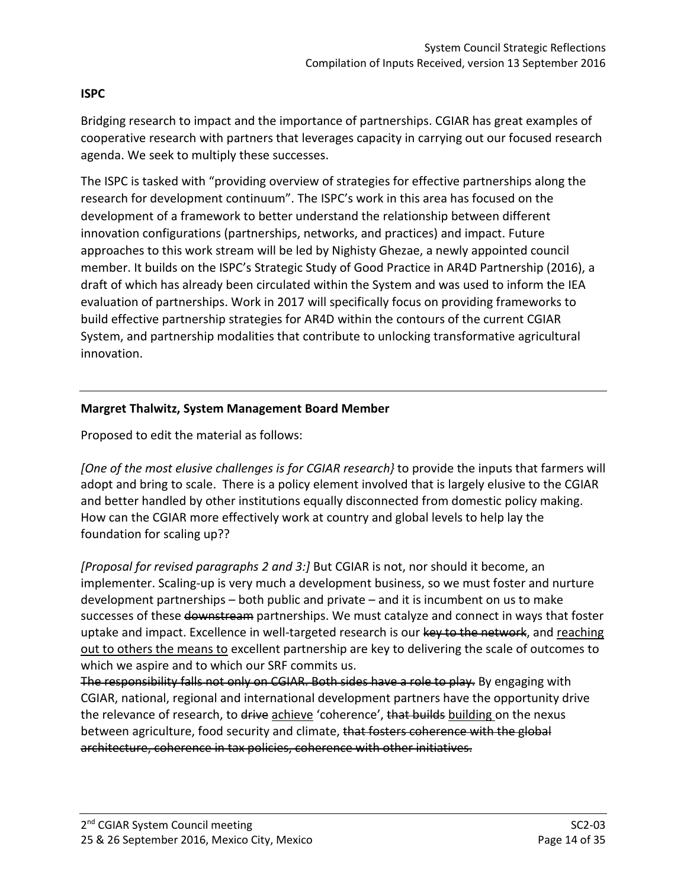**ISPC**

Bridging research to impact and the importance of partnerships. CGIAR has great examples of cooperative research with partners that leverages capacity in carrying out our focused research agenda. We seek to multiply these successes.

The ISPC is tasked with "providing overview of strategies for effective partnerships along the research for development continuum". The ISPC's work in this area has focused on the development of a framework to better understand the relationship between different innovation configurations (partnerships, networks, and practices) and impact. Future approaches to this work stream will be led by Nighisty Ghezae, a newly appointed council member. It builds on the ISPC's Strategic Study of Good Practice in AR4D Partnership (2016), a draft of which has already been circulated within the System and was used to inform the IEA evaluation of partnerships. Work in 2017 will specifically focus on providing frameworks to build effective partnership strategies for AR4D within the contours of the current CGIAR System, and partnership modalities that contribute to unlocking transformative agricultural innovation.

---

**Margret Thalwitz, System Management Board Member**

Proposed to edit the material as follows:

*[One of the most elusive challenges is for CGIAR research}* to provide the inputs that farmers will adopt and bring to scale. There is a policy element involved that is largely elusive to the CGIAR and better handled by other institutions equally disconnected from domestic policy making. How can the CGIAR more effectively work at country and global levels to help lay the foundation for scaling up??

*[Proposal for revised paragraphs 2 and 3:]* But CGIAR is not, nor should it become, an implementer. Scaling-up is very much a development business, so we must foster and nurture development partnerships – both public and private – and it is incumbent on us to make successes of these ~~downstream~~ partnerships. We must catalyze and connect in ways that foster uptake and impact. Excellence in well-targeted research is our ~~key to the network~~, and <u>reaching out to others the means to</u> excellent partnership are key to delivering the scale of outcomes to which we aspire and to which our SRF commits us.
~~The responsibility falls not only on CGIAR. Both sides have a role to play.~~ By engaging with CGIAR, national, regional and international development partners have the opportunity drive the relevance of research, to ~~drive~~ <u>achieve</u> 'coherence', ~~that builds~~ <u>building</u> on the nexus between agriculture, food security and climate, ~~that fosters coherence with the global architecture, coherence in tax policies, coherence with other initiatives.~~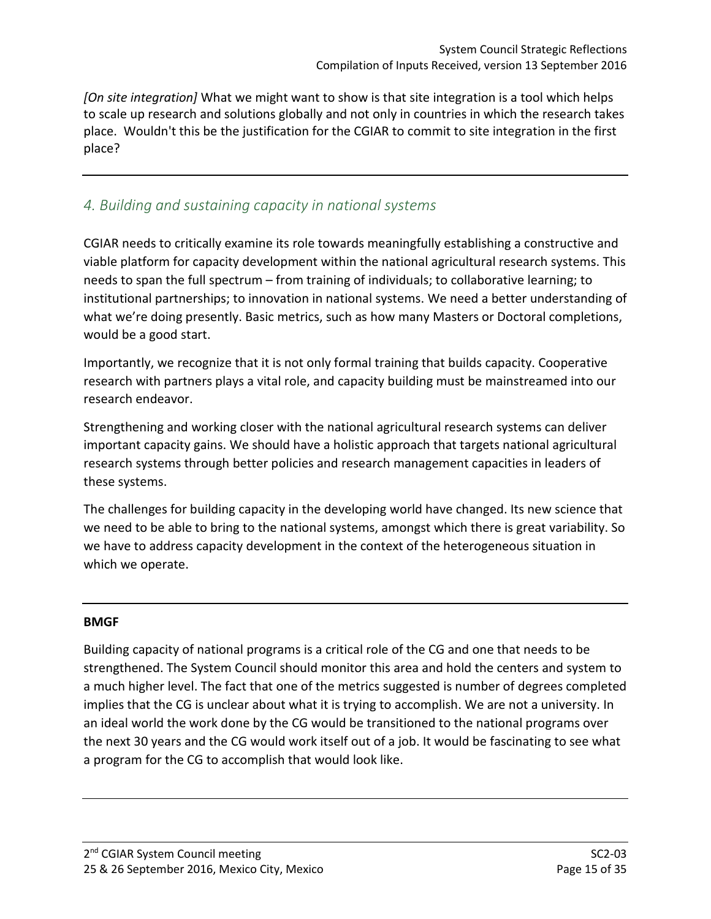*[On site integration]* What we might want to show is that site integration is a tool which helps to scale up research and solutions globally and not only in countries in which the research takes place. Wouldn't this be the justification for the CGIAR to commit to site integration in the first place?

---

## *4. Building and sustaining capacity in national systems*

CGIAR needs to critically examine its role towards meaningfully establishing a constructive and viable platform for capacity development within the national agricultural research systems. This needs to span the full spectrum – from training of individuals; to collaborative learning; to institutional partnerships; to innovation in national systems. We need a better understanding of what we're doing presently. Basic metrics, such as how many Masters or Doctoral completions, would be a good start.

Importantly, we recognize that it is not only formal training that builds capacity. Cooperative research with partners plays a vital role, and capacity building must be mainstreamed into our research endeavor.

Strengthening and working closer with the national agricultural research systems can deliver important capacity gains. We should have a holistic approach that targets national agricultural research systems through better policies and research management capacities in leaders of these systems.

The challenges for building capacity in the developing world have changed. Its new science that we need to be able to bring to the national systems, amongst which there is great variability. So we have to address capacity development in the context of the heterogeneous situation in which we operate.

---

**BMGF**

Building capacity of national programs is a critical role of the CG and one that needs to be strengthened. The System Council should monitor this area and hold the centers and system to a much higher level. The fact that one of the metrics suggested is number of degrees completed implies that the CG is unclear about what it is trying to accomplish. We are not a university. In an ideal world the work done by the CG would be transitioned to the national programs over the next 30 years and the CG would work itself out of a job. It would be fascinating to see what a program for the CG to accomplish that would look like.

---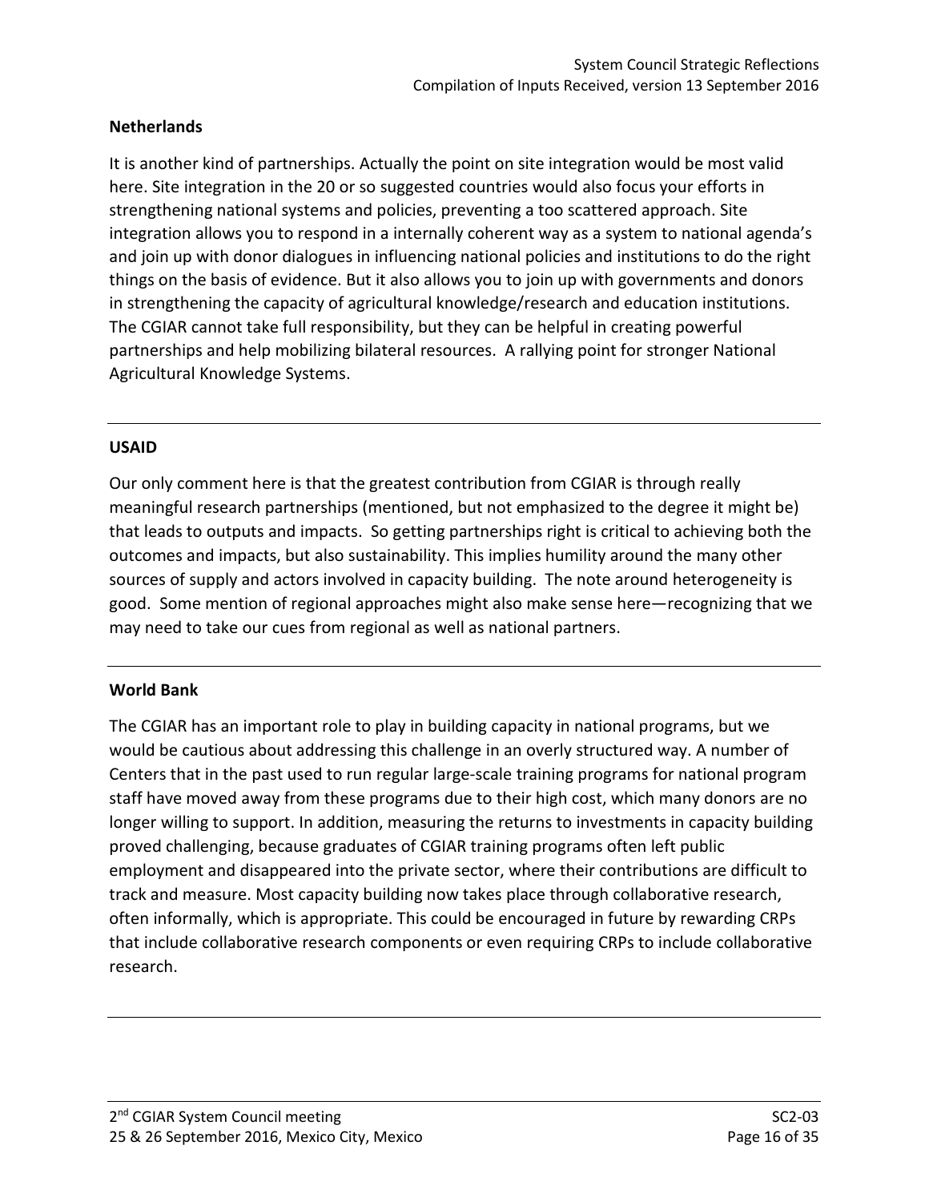**Netherlands**

It is another kind of partnerships. Actually the point on site integration would be most valid here. Site integration in the 20 or so suggested countries would also focus your efforts in strengthening national systems and policies, preventing a too scattered approach. Site integration allows you to respond in a internally coherent way as a system to national agenda's and join up with donor dialogues in influencing national policies and institutions to do the right things on the basis of evidence. But it also allows you to join up with governments and donors in strengthening the capacity of agricultural knowledge/research and education institutions. The CGIAR cannot take full responsibility, but they can be helpful in creating powerful partnerships and help mobilizing bilateral resources. A rallying point for stronger National Agricultural Knowledge Systems.

---

**USAID**

Our only comment here is that the greatest contribution from CGIAR is through really meaningful research partnerships (mentioned, but not emphasized to the degree it might be) that leads to outputs and impacts. So getting partnerships right is critical to achieving both the outcomes and impacts, but also sustainability. This implies humility around the many other sources of supply and actors involved in capacity building. The note around heterogeneity is good. Some mention of regional approaches might also make sense here—recognizing that we may need to take our cues from regional as well as national partners.

---

**World Bank**

The CGIAR has an important role to play in building capacity in national programs, but we would be cautious about addressing this challenge in an overly structured way. A number of Centers that in the past used to run regular large-scale training programs for national program staff have moved away from these programs due to their high cost, which many donors are no longer willing to support. In addition, measuring the returns to investments in capacity building proved challenging, because graduates of CGIAR training programs often left public employment and disappeared into the private sector, where their contributions are difficult to track and measure. Most capacity building now takes place through collaborative research, often informally, which is appropriate. This could be encouraged in future by rewarding CRPs that include collaborative research components or even requiring CRPs to include collaborative research.

---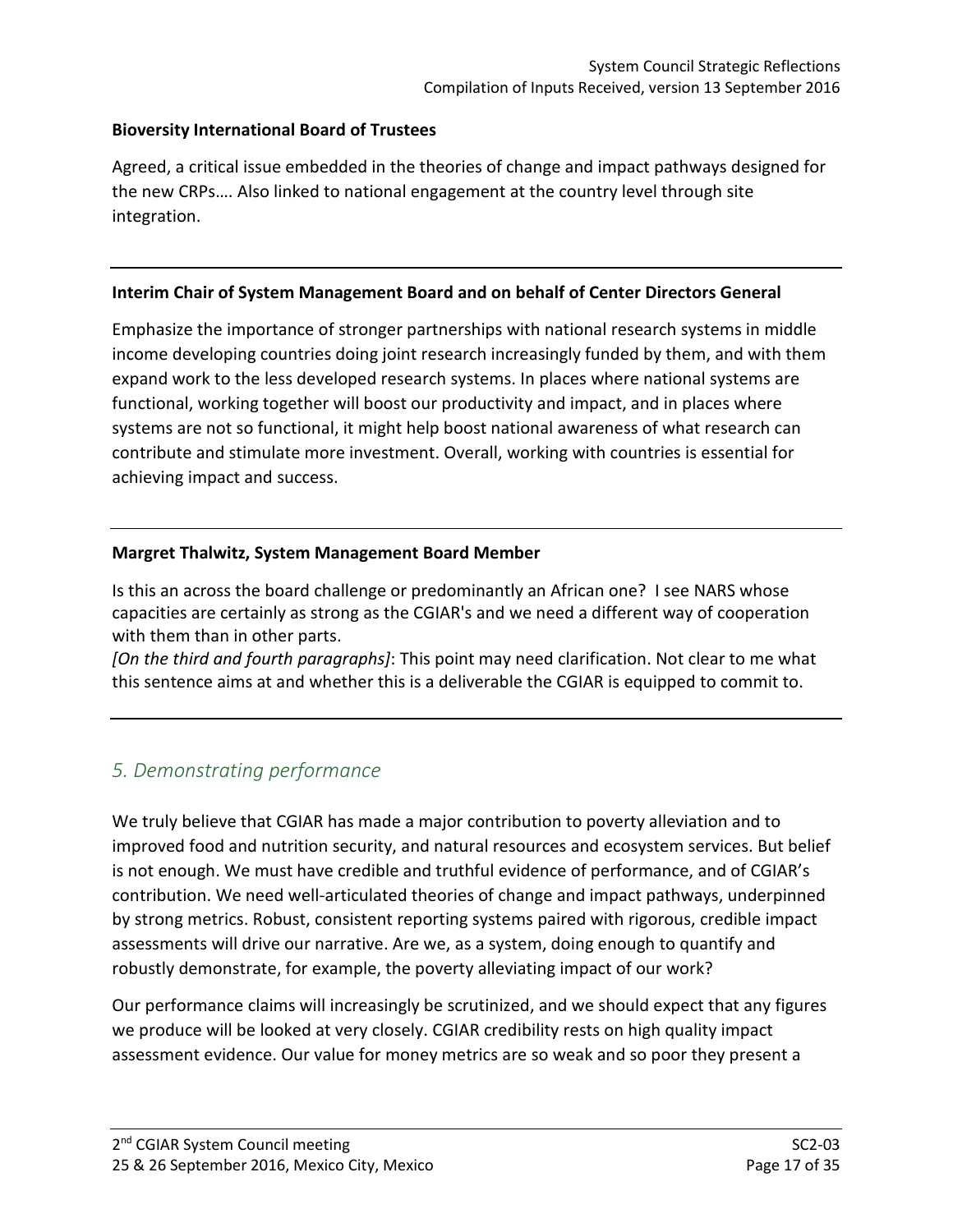**Bioversity International Board of Trustees**

Agreed, a critical issue embedded in the theories of change and impact pathways designed for the new CRPs…. Also linked to national engagement at the country level through site integration.

---

**Interim Chair of System Management Board and on behalf of Center Directors General**

Emphasize the importance of stronger partnerships with national research systems in middle income developing countries doing joint research increasingly funded by them, and with them expand work to the less developed research systems. In places where national systems are functional, working together will boost our productivity and impact, and in places where systems are not so functional, it might help boost national awareness of what research can contribute and stimulate more investment. Overall, working with countries is essential for achieving impact and success.

---

**Margret Thalwitz, System Management Board Member**

Is this an across the board challenge or predominantly an African one? I see NARS whose capacities are certainly as strong as the CGIAR's and we need a different way of cooperation with them than in other parts.
*[On the third and fourth paragraphs]*: This point may need clarification. Not clear to me what this sentence aims at and whether this is a deliverable the CGIAR is equipped to commit to.

---

## *5. Demonstrating performance*

We truly believe that CGIAR has made a major contribution to poverty alleviation and to improved food and nutrition security, and natural resources and ecosystem services. But belief is not enough. We must have credible and truthful evidence of performance, and of CGIAR's contribution. We need well-articulated theories of change and impact pathways, underpinned by strong metrics. Robust, consistent reporting systems paired with rigorous, credible impact assessments will drive our narrative. Are we, as a system, doing enough to quantify and robustly demonstrate, for example, the poverty alleviating impact of our work?

Our performance claims will increasingly be scrutinized, and we should expect that any figures we produce will be looked at very closely. CGIAR credibility rests on high quality impact assessment evidence. Our value for money metrics are so weak and so poor they present a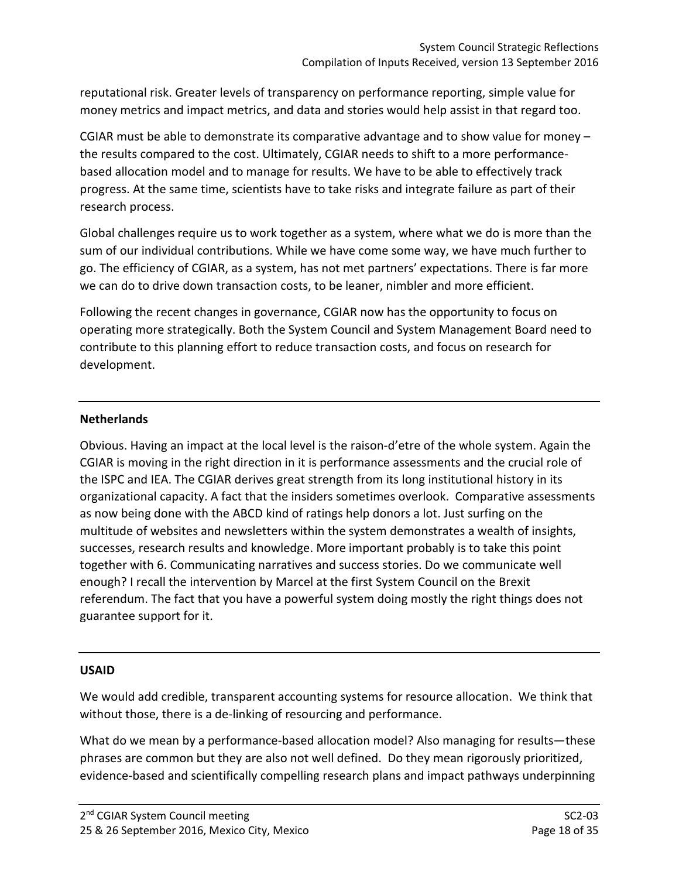reputational risk. Greater levels of transparency on performance reporting, simple value for money metrics and impact metrics, and data and stories would help assist in that regard too.

CGIAR must be able to demonstrate its comparative advantage and to show value for money – the results compared to the cost. Ultimately, CGIAR needs to shift to a more performance-based allocation model and to manage for results. We have to be able to effectively track progress. At the same time, scientists have to take risks and integrate failure as part of their research process.

Global challenges require us to work together as a system, where what we do is more than the sum of our individual contributions. While we have come some way, we have much further to go. The efficiency of CGIAR, as a system, has not met partners' expectations. There is far more we can do to drive down transaction costs, to be leaner, nimbler and more efficient.

Following the recent changes in governance, CGIAR now has the opportunity to focus on operating more strategically. Both the System Council and System Management Board need to contribute to this planning effort to reduce transaction costs, and focus on research for development.

---

**Netherlands**

Obvious. Having an impact at the local level is the raison-d'etre of the whole system. Again the CGIAR is moving in the right direction in it is performance assessments and the crucial role of the ISPC and IEA. The CGIAR derives great strength from its long institutional history in its organizational capacity. A fact that the insiders sometimes overlook. Comparative assessments as now being done with the ABCD kind of ratings help donors a lot. Just surfing on the multitude of websites and newsletters within the system demonstrates a wealth of insights, successes, research results and knowledge. More important probably is to take this point together with 6. Communicating narratives and success stories. Do we communicate well enough? I recall the intervention by Marcel at the first System Council on the Brexit referendum. The fact that you have a powerful system doing mostly the right things does not guarantee support for it.

---

**USAID**

We would add credible, transparent accounting systems for resource allocation. We think that without those, there is a de-linking of resourcing and performance.

What do we mean by a performance-based allocation model? Also managing for results—these phrases are common but they are also not well defined. Do they mean rigorously prioritized, evidence-based and scientifically compelling research plans and impact pathways underpinning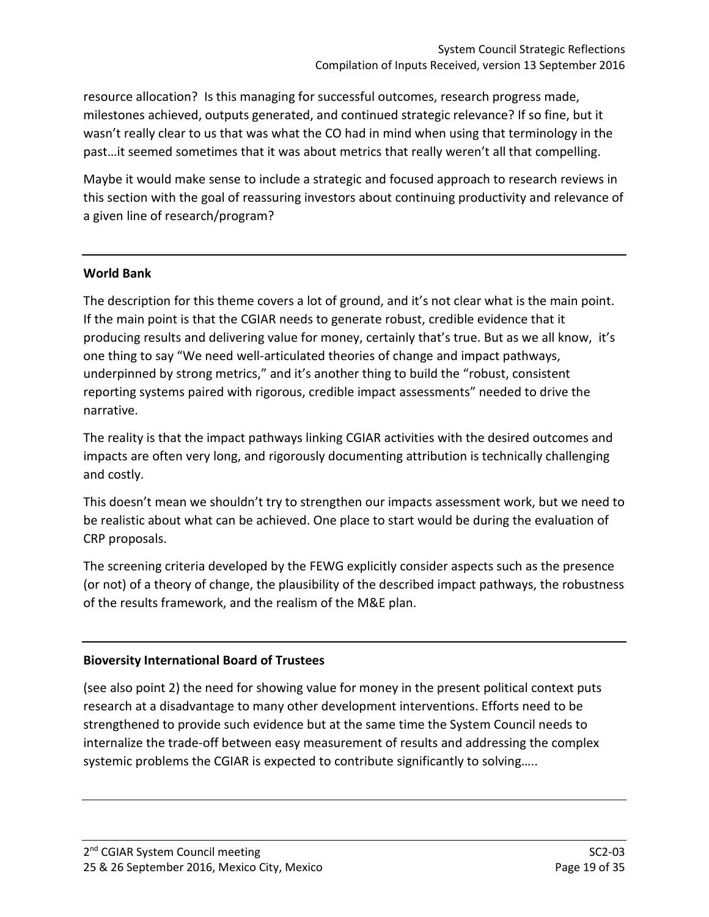resource allocation? Is this managing for successful outcomes, research progress made, milestones achieved, outputs generated, and continued strategic relevance? If so fine, but it wasn't really clear to us that was what the CO had in mind when using that terminology in the past…it seemed sometimes that it was about metrics that really weren't all that compelling.

Maybe it would make sense to include a strategic and focused approach to research reviews in this section with the goal of reassuring investors about continuing productivity and relevance of a given line of research/program?

---

**World Bank**

The description for this theme covers a lot of ground, and it's not clear what is the main point. If the main point is that the CGIAR needs to generate robust, credible evidence that it producing results and delivering value for money, certainly that's true. But as we all know, it's one thing to say "We need well-articulated theories of change and impact pathways, underpinned by strong metrics," and it's another thing to build the "robust, consistent reporting systems paired with rigorous, credible impact assessments" needed to drive the narrative.

The reality is that the impact pathways linking CGIAR activities with the desired outcomes and impacts are often very long, and rigorously documenting attribution is technically challenging and costly.

This doesn't mean we shouldn't try to strengthen our impacts assessment work, but we need to be realistic about what can be achieved. One place to start would be during the evaluation of CRP proposals.

The screening criteria developed by the FEWG explicitly consider aspects such as the presence (or not) of a theory of change, the plausibility of the described impact pathways, the robustness of the results framework, and the realism of the M&E plan.

---

**Bioversity International Board of Trustees**

(see also point 2) the need for showing value for money in the present political context puts research at a disadvantage to many other development interventions. Efforts need to be strengthened to provide such evidence but at the same time the System Council needs to internalize the trade-off between easy measurement of results and addressing the complex systemic problems the CGIAR is expected to contribute significantly to solving…..

---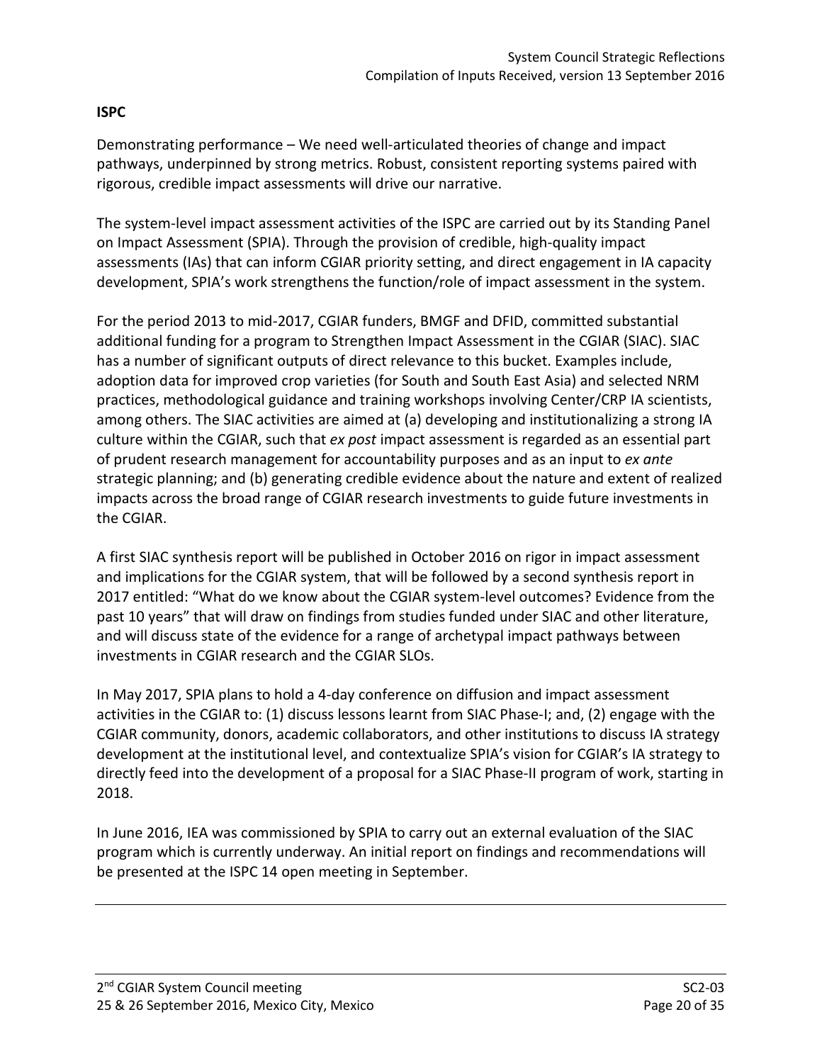**ISPC**

Demonstrating performance – We need well-articulated theories of change and impact pathways, underpinned by strong metrics. Robust, consistent reporting systems paired with rigorous, credible impact assessments will drive our narrative.

The system-level impact assessment activities of the ISPC are carried out by its Standing Panel on Impact Assessment (SPIA). Through the provision of credible, high-quality impact assessments (IAs) that can inform CGIAR priority setting, and direct engagement in IA capacity development, SPIA's work strengthens the function/role of impact assessment in the system.

For the period 2013 to mid-2017, CGIAR funders, BMGF and DFID, committed substantial additional funding for a program to Strengthen Impact Assessment in the CGIAR (SIAC). SIAC has a number of significant outputs of direct relevance to this bucket. Examples include, adoption data for improved crop varieties (for South and South East Asia) and selected NRM practices, methodological guidance and training workshops involving Center/CRP IA scientists, among others. The SIAC activities are aimed at (a) developing and institutionalizing a strong IA culture within the CGIAR, such that *ex post* impact assessment is regarded as an essential part of prudent research management for accountability purposes and as an input to *ex ante* strategic planning; and (b) generating credible evidence about the nature and extent of realized impacts across the broad range of CGIAR research investments to guide future investments in the CGIAR.

A first SIAC synthesis report will be published in October 2016 on rigor in impact assessment and implications for the CGIAR system, that will be followed by a second synthesis report in 2017 entitled: "What do we know about the CGIAR system-level outcomes? Evidence from the past 10 years" that will draw on findings from studies funded under SIAC and other literature, and will discuss state of the evidence for a range of archetypal impact pathways between investments in CGIAR research and the CGIAR SLOs.

In May 2017, SPIA plans to hold a 4-day conference on diffusion and impact assessment activities in the CGIAR to: (1) discuss lessons learnt from SIAC Phase-I; and, (2) engage with the CGIAR community, donors, academic collaborators, and other institutions to discuss IA strategy development at the institutional level, and contextualize SPIA's vision for CGIAR's IA strategy to directly feed into the development of a proposal for a SIAC Phase-II program of work, starting in 2018.

In June 2016, IEA was commissioned by SPIA to carry out an external evaluation of the SIAC program which is currently underway. An initial report on findings and recommendations will be presented at the ISPC 14 open meeting in September.

---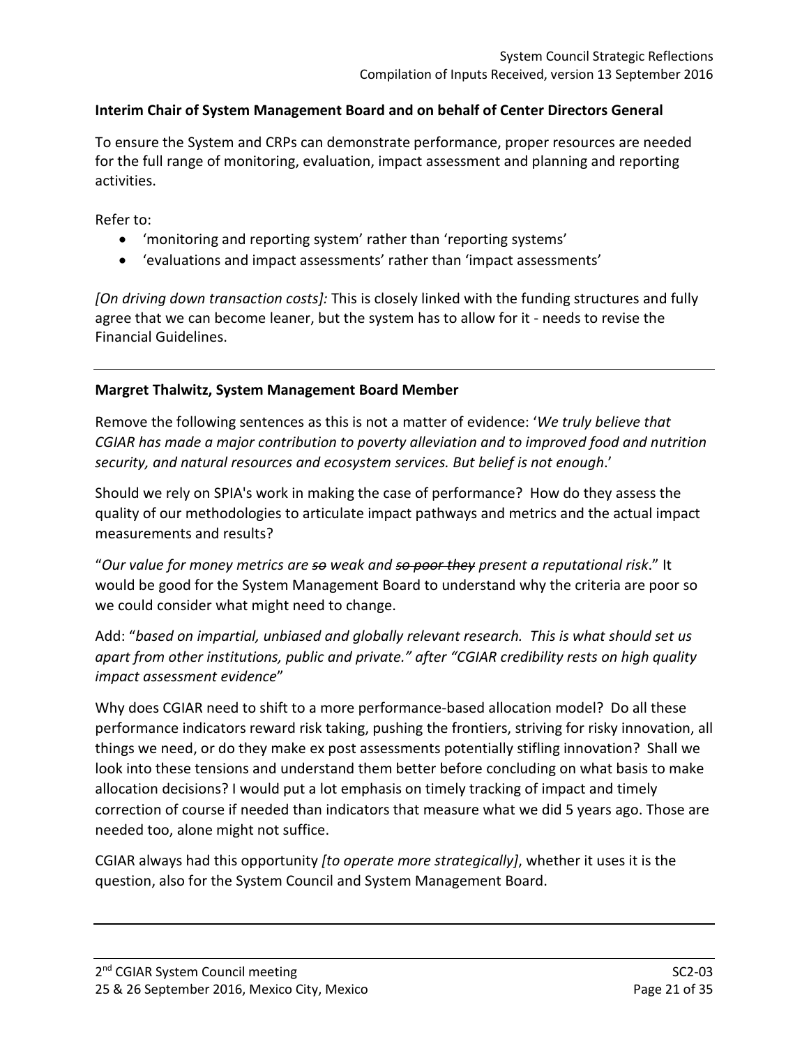**Interim Chair of System Management Board and on behalf of Center Directors General**

To ensure the System and CRPs can demonstrate performance, proper resources are needed for the full range of monitoring, evaluation, impact assessment and planning and reporting activities.

Refer to:

- 'monitoring and reporting system' rather than 'reporting systems'
- 'evaluations and impact assessments' rather than 'impact assessments'

*[On driving down transaction costs]:* This is closely linked with the funding structures and fully agree that we can become leaner, but the system has to allow for it - needs to revise the Financial Guidelines.

---

**Margret Thalwitz, System Management Board Member**

Remove the following sentences as this is not a matter of evidence: '*We truly believe that CGIAR has made a major contribution to poverty alleviation and to improved food and nutrition security, and natural resources and ecosystem services. But belief is not enough*.'

Should we rely on SPIA's work in making the case of performance? How do they assess the quality of our methodologies to articulate impact pathways and metrics and the actual impact measurements and results?

"*Our value for money metrics are ~~so~~ weak and ~~so poor they~~ present a reputational risk*." It would be good for the System Management Board to understand why the criteria are poor so we could consider what might need to change.

Add: "*based on impartial, unbiased and globally relevant research. This is what should set us apart from other institutions, public and private." after "CGIAR credibility rests on high quality impact assessment evidence*"

Why does CGIAR need to shift to a more performance-based allocation model? Do all these performance indicators reward risk taking, pushing the frontiers, striving for risky innovation, all things we need, or do they make ex post assessments potentially stifling innovation? Shall we look into these tensions and understand them better before concluding on what basis to make allocation decisions? I would put a lot emphasis on timely tracking of impact and timely correction of course if needed than indicators that measure what we did 5 years ago. Those are needed too, alone might not suffice.

CGIAR always had this opportunity *[to operate more strategically]*, whether it uses it is the question, also for the System Council and System Management Board.

---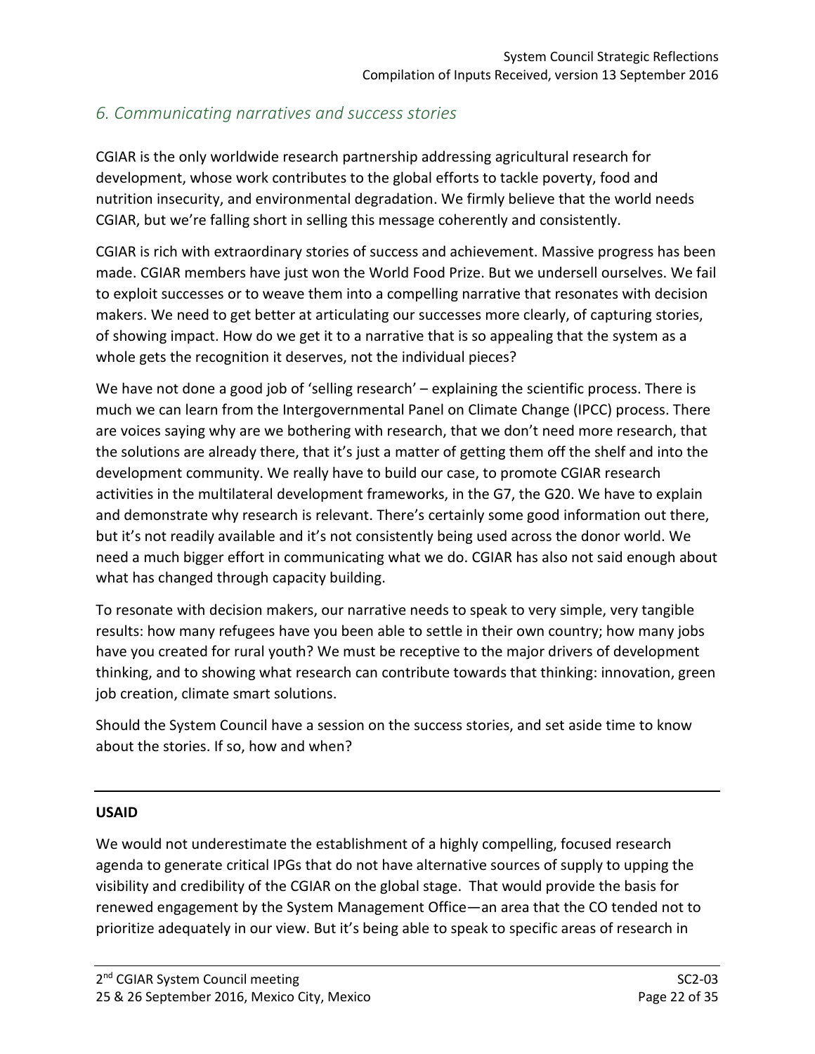## *6. Communicating narratives and success stories*

CGIAR is the only worldwide research partnership addressing agricultural research for development, whose work contributes to the global efforts to tackle poverty, food and nutrition insecurity, and environmental degradation. We firmly believe that the world needs CGIAR, but we're falling short in selling this message coherently and consistently.

CGIAR is rich with extraordinary stories of success and achievement. Massive progress has been made. CGIAR members have just won the World Food Prize. But we undersell ourselves. We fail to exploit successes or to weave them into a compelling narrative that resonates with decision makers. We need to get better at articulating our successes more clearly, of capturing stories, of showing impact. How do we get it to a narrative that is so appealing that the system as a whole gets the recognition it deserves, not the individual pieces?

We have not done a good job of 'selling research' – explaining the scientific process. There is much we can learn from the Intergovernmental Panel on Climate Change (IPCC) process. There are voices saying why are we bothering with research, that we don't need more research, that the solutions are already there, that it's just a matter of getting them off the shelf and into the development community. We really have to build our case, to promote CGIAR research activities in the multilateral development frameworks, in the G7, the G20. We have to explain and demonstrate why research is relevant. There's certainly some good information out there, but it's not readily available and it's not consistently being used across the donor world. We need a much bigger effort in communicating what we do. CGIAR has also not said enough about what has changed through capacity building.

To resonate with decision makers, our narrative needs to speak to very simple, very tangible results: how many refugees have you been able to settle in their own country; how many jobs have you created for rural youth? We must be receptive to the major drivers of development thinking, and to showing what research can contribute towards that thinking: innovation, green job creation, climate smart solutions.

Should the System Council have a session on the success stories, and set aside time to know about the stories. If so, how and when?

---

**USAID**

We would not underestimate the establishment of a highly compelling, focused research agenda to generate critical IPGs that do not have alternative sources of supply to upping the visibility and credibility of the CGIAR on the global stage. That would provide the basis for renewed engagement by the System Management Office—an area that the CO tended not to prioritize adequately in our view. But it's being able to speak to specific areas of research in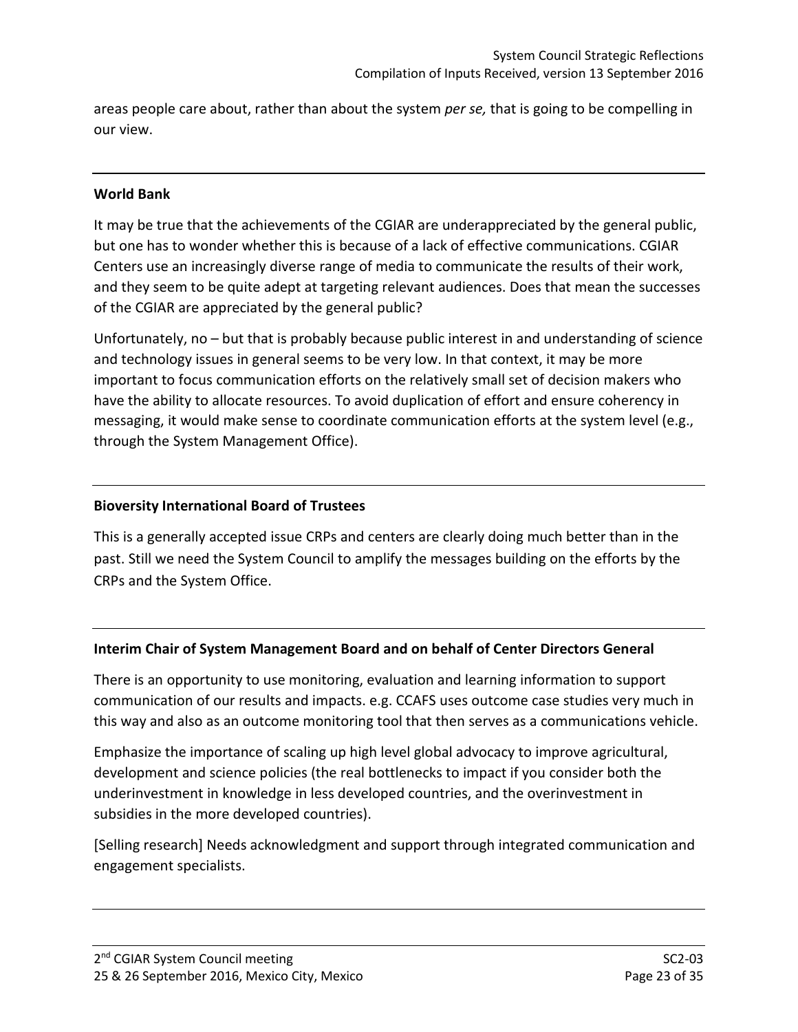areas people care about, rather than about the system *per se,* that is going to be compelling in our view.

---

**World Bank**

It may be true that the achievements of the CGIAR are underappreciated by the general public, but one has to wonder whether this is because of a lack of effective communications. CGIAR Centers use an increasingly diverse range of media to communicate the results of their work, and they seem to be quite adept at targeting relevant audiences. Does that mean the successes of the CGIAR are appreciated by the general public?

Unfortunately, no – but that is probably because public interest in and understanding of science and technology issues in general seems to be very low. In that context, it may be more important to focus communication efforts on the relatively small set of decision makers who have the ability to allocate resources. To avoid duplication of effort and ensure coherency in messaging, it would make sense to coordinate communication efforts at the system level (e.g., through the System Management Office).

---

**Bioversity International Board of Trustees**

This is a generally accepted issue CRPs and centers are clearly doing much better than in the past. Still we need the System Council to amplify the messages building on the efforts by the CRPs and the System Office.

---

**Interim Chair of System Management Board and on behalf of Center Directors General**

There is an opportunity to use monitoring, evaluation and learning information to support communication of our results and impacts. e.g. CCAFS uses outcome case studies very much in this way and also as an outcome monitoring tool that then serves as a communications vehicle.

Emphasize the importance of scaling up high level global advocacy to improve agricultural, development and science policies (the real bottlenecks to impact if you consider both the underinvestment in knowledge in less developed countries, and the overinvestment in subsidies in the more developed countries).

[Selling research] Needs acknowledgment and support through integrated communication and engagement specialists.

---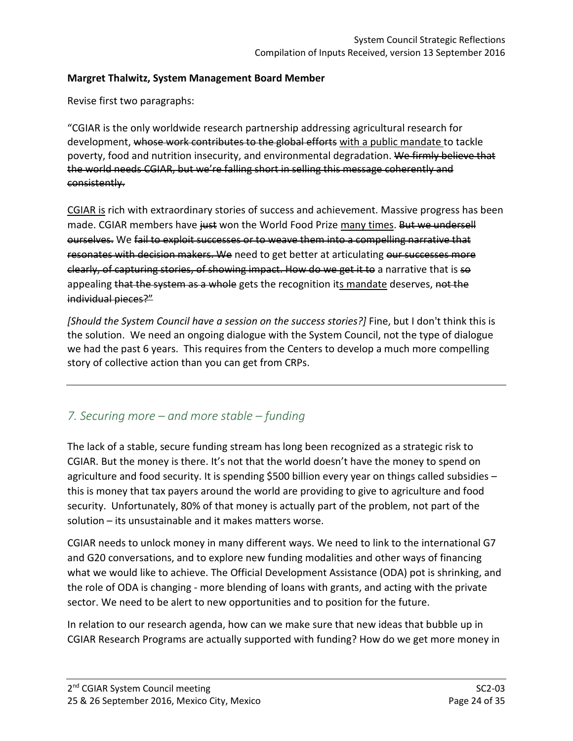**Margret Thalwitz, System Management Board Member**

Revise first two paragraphs:

"CGIAR is the only worldwide research partnership addressing agricultural research for development, ~~whose work contributes to the global efforts~~ <u>with a public mandate</u> to tackle poverty, food and nutrition insecurity, and environmental degradation. ~~We firmly believe that the world needs CGIAR, but we're falling short in selling this message coherently and consistently.~~

<u>CGIAR is</u> rich with extraordinary stories of success and achievement. Massive progress has been made. CGIAR members have ~~just~~ won the World Food Prize <u>many times</u>. ~~But we undersell ourselves.~~ We ~~fail to exploit successes or to weave them into a compelling narrative that resonates with decision makers. We~~ need to get better at articulating ~~our successes more clearly, of capturing stories, of showing impact. How do we get it to~~ a narrative that is ~~so~~ appealing ~~that the system as a whole~~ gets the recognition it<u>s mandate</u> deserves, ~~not the individual pieces?"~~

*[Should the System Council have a session on the success stories?]* Fine, but I don't think this is the solution. We need an ongoing dialogue with the System Council, not the type of dialogue we had the past 6 years. This requires from the Centers to develop a much more compelling story of collective action than you can get from CRPs.

---

## *7. Securing more – and more stable – funding*

The lack of a stable, secure funding stream has long been recognized as a strategic risk to CGIAR. But the money is there. It's not that the world doesn't have the money to spend on agriculture and food security. It is spending $500 billion every year on things called subsidies – this is money that tax payers around the world are providing to give to agriculture and food security. Unfortunately, 80% of that money is actually part of the problem, not part of the solution – its unsustainable and it makes matters worse.

CGIAR needs to unlock money in many different ways. We need to link to the international G7 and G20 conversations, and to explore new funding modalities and other ways of financing what we would like to achieve. The Official Development Assistance (ODA) pot is shrinking, and the role of ODA is changing - more blending of loans with grants, and acting with the private sector. We need to be alert to new opportunities and to position for the future.

In relation to our research agenda, how can we make sure that new ideas that bubble up in CGIAR Research Programs are actually supported with funding? How do we get more money in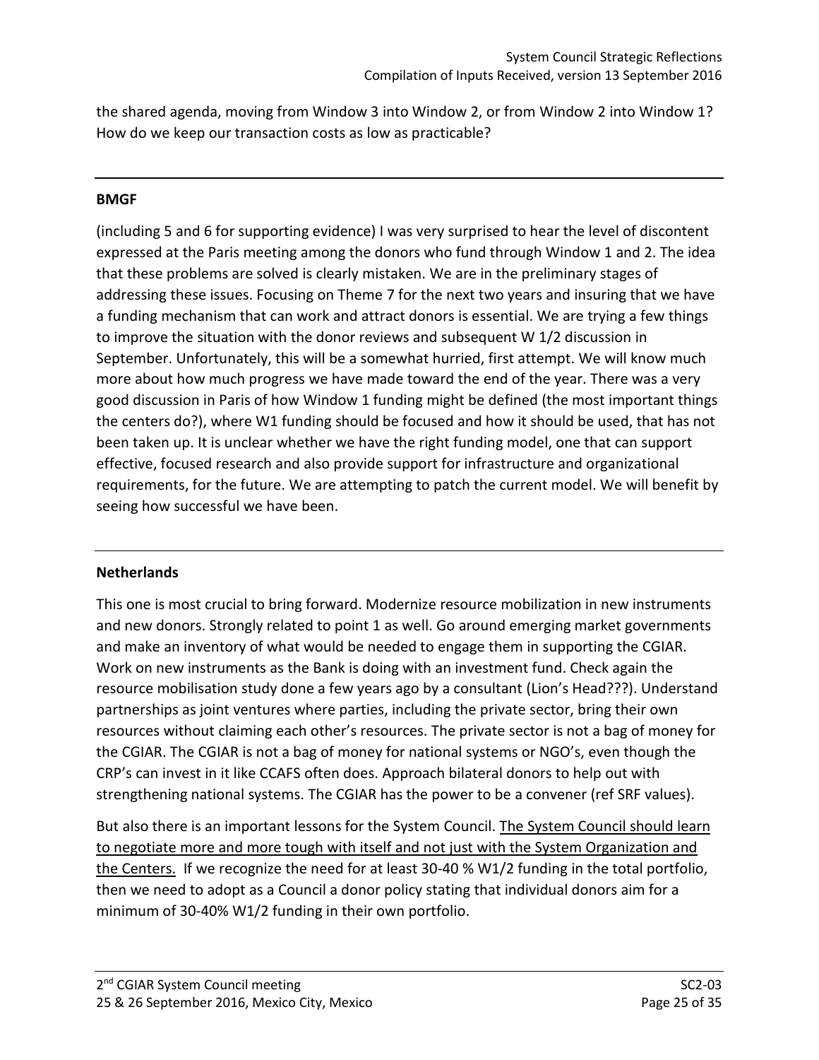the shared agenda, moving from Window 3 into Window 2, or from Window 2 into Window 1? How do we keep our transaction costs as low as practicable?

---

**BMGF**

(including 5 and 6 for supporting evidence) I was very surprised to hear the level of discontent expressed at the Paris meeting among the donors who fund through Window 1 and 2. The idea that these problems are solved is clearly mistaken. We are in the preliminary stages of addressing these issues. Focusing on Theme 7 for the next two years and insuring that we have a funding mechanism that can work and attract donors is essential. We are trying a few things to improve the situation with the donor reviews and subsequent W 1/2 discussion in September. Unfortunately, this will be a somewhat hurried, first attempt. We will know much more about how much progress we have made toward the end of the year. There was a very good discussion in Paris of how Window 1 funding might be defined (the most important things the centers do?), where W1 funding should be focused and how it should be used, that has not been taken up. It is unclear whether we have the right funding model, one that can support effective, focused research and also provide support for infrastructure and organizational requirements, for the future. We are attempting to patch the current model. We will benefit by seeing how successful we have been.

---

**Netherlands**

This one is most crucial to bring forward. Modernize resource mobilization in new instruments and new donors. Strongly related to point 1 as well. Go around emerging market governments and make an inventory of what would be needed to engage them in supporting the CGIAR. Work on new instruments as the Bank is doing with an investment fund. Check again the resource mobilisation study done a few years ago by a consultant (Lion's Head???). Understand partnerships as joint ventures where parties, including the private sector, bring their own resources without claiming each other's resources. The private sector is not a bag of money for the CGIAR. The CGIAR is not a bag of money for national systems or NGO's, even though the CRP's can invest in it like CCAFS often does. Approach bilateral donors to help out with strengthening national systems. The CGIAR has the power to be a convener (ref SRF values).

But also there is an important lessons for the System Council. <u>The System Council should learn to negotiate more and more tough with itself and not just with the System Organization and the Centers.</u> If we recognize the need for at least 30-40 % W1/2 funding in the total portfolio, then we need to adopt as a Council a donor policy stating that individual donors aim for a minimum of 30-40% W1/2 funding in their own portfolio.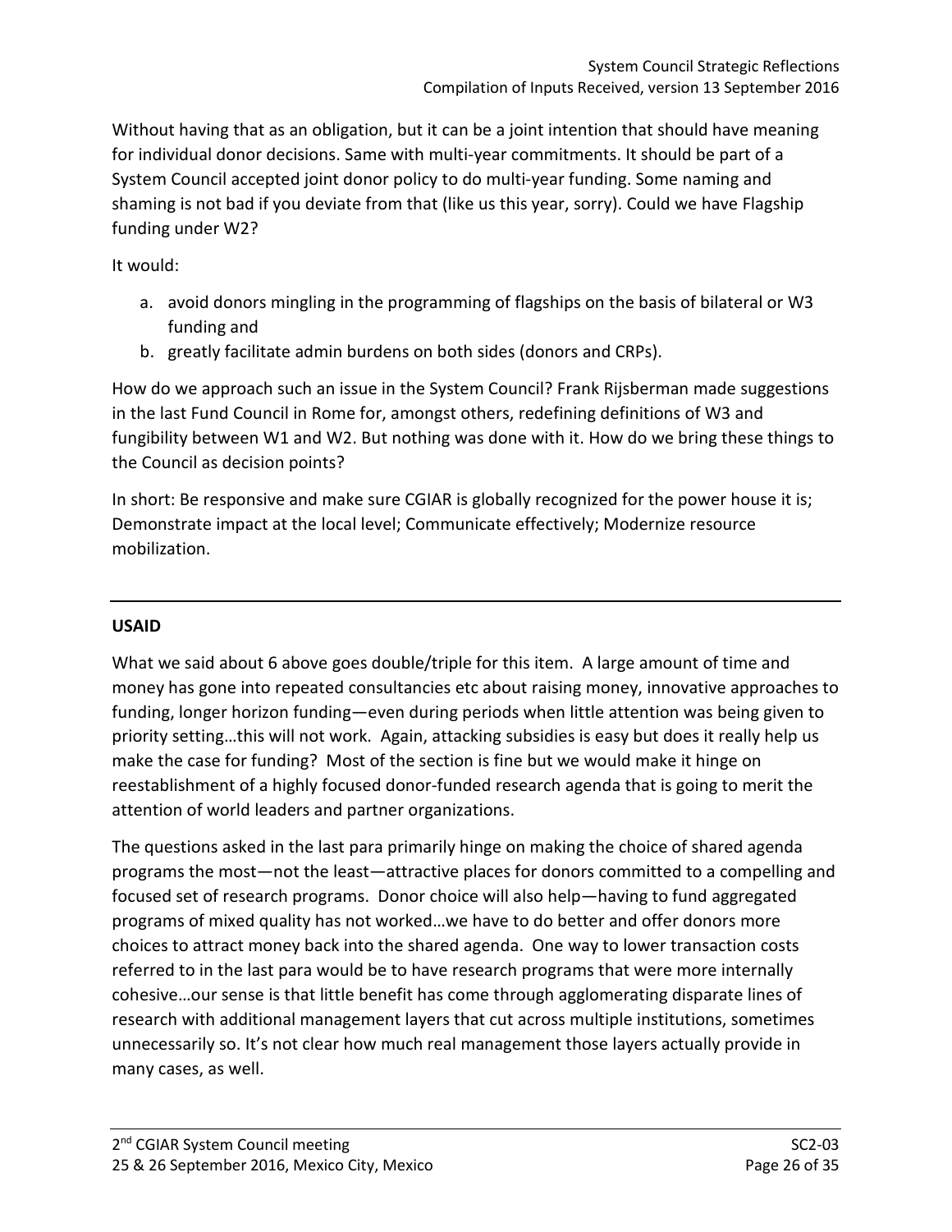Without having that as an obligation, but it can be a joint intention that should have meaning for individual donor decisions. Same with multi-year commitments. It should be part of a System Council accepted joint donor policy to do multi-year funding. Some naming and shaming is not bad if you deviate from that (like us this year, sorry). Could we have Flagship funding under W2?

It would:

a. avoid donors mingling in the programming of flagships on the basis of bilateral or W3 funding and
b. greatly facilitate admin burdens on both sides (donors and CRPs).

How do we approach such an issue in the System Council? Frank Rijsberman made suggestions in the last Fund Council in Rome for, amongst others, redefining definitions of W3 and fungibility between W1 and W2. But nothing was done with it. How do we bring these things to the Council as decision points?

In short: Be responsive and make sure CGIAR is globally recognized for the power house it is; Demonstrate impact at the local level; Communicate effectively; Modernize resource mobilization.

---

**USAID**

What we said about 6 above goes double/triple for this item. A large amount of time and money has gone into repeated consultancies etc about raising money, innovative approaches to funding, longer horizon funding—even during periods when little attention was being given to priority setting…this will not work. Again, attacking subsidies is easy but does it really help us make the case for funding? Most of the section is fine but we would make it hinge on reestablishment of a highly focused donor-funded research agenda that is going to merit the attention of world leaders and partner organizations.

The questions asked in the last para primarily hinge on making the choice of shared agenda programs the most—not the least—attractive places for donors committed to a compelling and focused set of research programs. Donor choice will also help—having to fund aggregated programs of mixed quality has not worked…we have to do better and offer donors more choices to attract money back into the shared agenda. One way to lower transaction costs referred to in the last para would be to have research programs that were more internally cohesive…our sense is that little benefit has come through agglomerating disparate lines of research with additional management layers that cut across multiple institutions, sometimes unnecessarily so. It's not clear how much real management those layers actually provide in many cases, as well.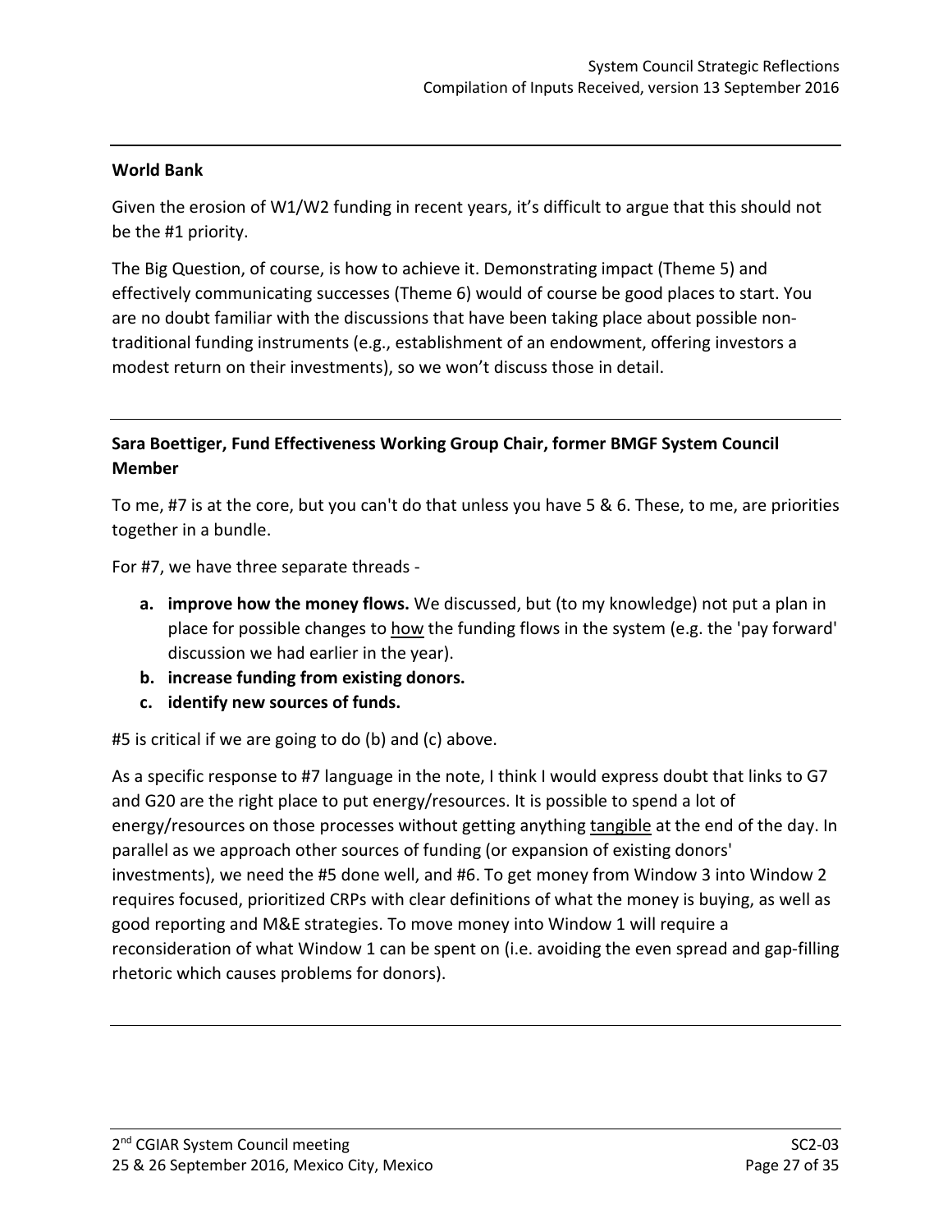**World Bank**

Given the erosion of W1/W2 funding in recent years, it's difficult to argue that this should not be the #1 priority.

The Big Question, of course, is how to achieve it. Demonstrating impact (Theme 5) and effectively communicating successes (Theme 6) would of course be good places to start. You are no doubt familiar with the discussions that have been taking place about possible non-traditional funding instruments (e.g., establishment of an endowment, offering investors a modest return on their investments), so we won't discuss those in detail.

---

**Sara Boettiger, Fund Effectiveness Working Group Chair, former BMGF System Council Member**

To me, #7 is at the core, but you can't do that unless you have 5 & 6. These, to me, are priorities together in a bundle.

For #7, we have three separate threads -

a. **improve how the money flows.** We discussed, but (to my knowledge) not put a plan in place for possible changes to how the funding flows in the system (e.g. the 'pay forward' discussion we had earlier in the year).
b. **increase funding from existing donors.**
c. **identify new sources of funds.**

#5 is critical if we are going to do (b) and (c) above.

As a specific response to #7 language in the note, I think I would express doubt that links to G7 and G20 are the right place to put energy/resources. It is possible to spend a lot of energy/resources on those processes without getting anything tangible at the end of the day. In parallel as we approach other sources of funding (or expansion of existing donors' investments), we need the #5 done well, and #6. To get money from Window 3 into Window 2 requires focused, prioritized CRPs with clear definitions of what the money is buying, as well as good reporting and M&E strategies. To move money into Window 1 will require a reconsideration of what Window 1 can be spent on (i.e. avoiding the even spread and gap-filling rhetoric which causes problems for donors).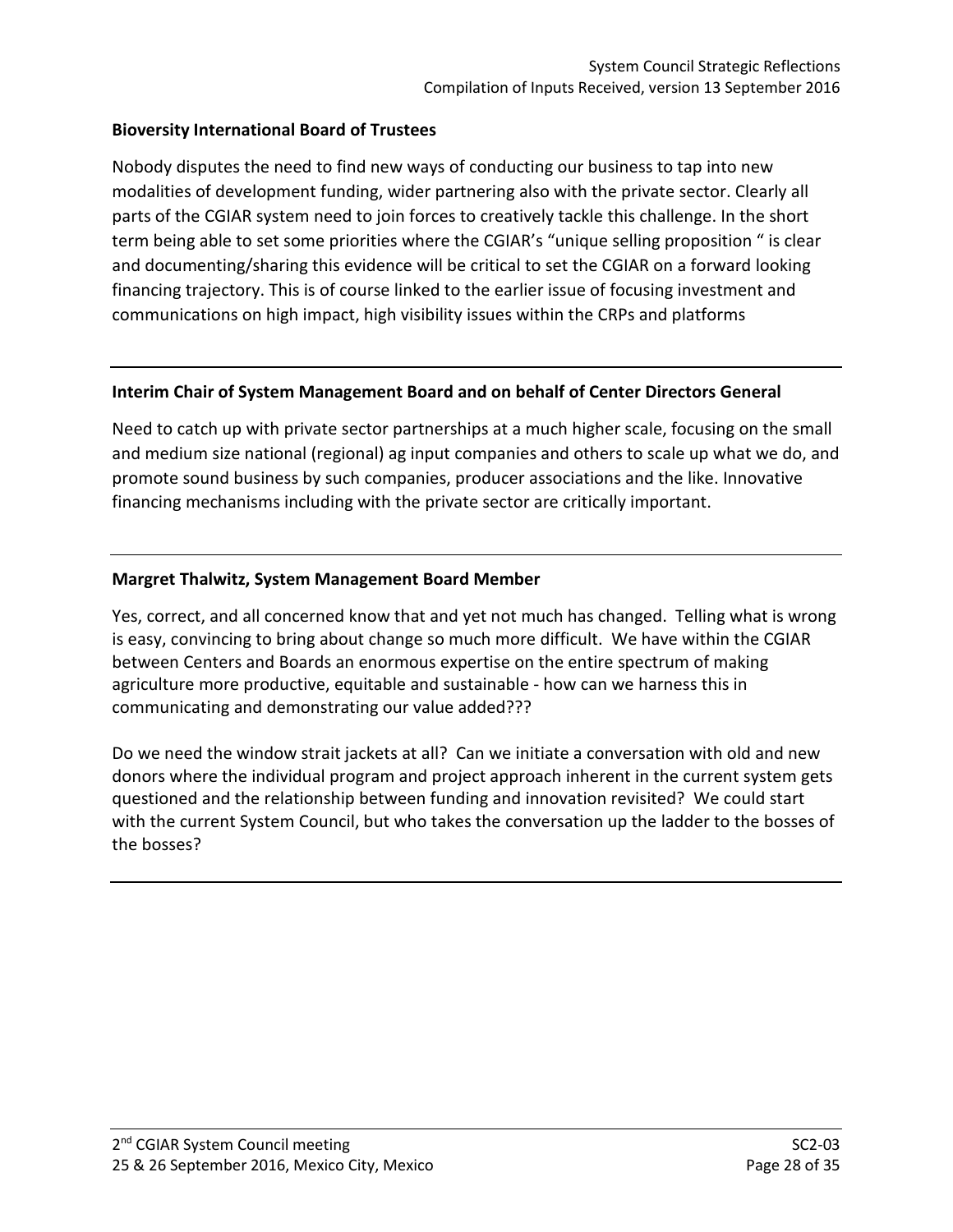**Bioversity International Board of Trustees**

Nobody disputes the need to find new ways of conducting our business to tap into new modalities of development funding, wider partnering also with the private sector. Clearly all parts of the CGIAR system need to join forces to creatively tackle this challenge. In the short term being able to set some priorities where the CGIAR's "unique selling proposition " is clear and documenting/sharing this evidence will be critical to set the CGIAR on a forward looking financing trajectory. This is of course linked to the earlier issue of focusing investment and communications on high impact, high visibility issues within the CRPs and platforms

---

**Interim Chair of System Management Board and on behalf of Center Directors General**

Need to catch up with private sector partnerships at a much higher scale, focusing on the small and medium size national (regional) ag input companies and others to scale up what we do, and promote sound business by such companies, producer associations and the like. Innovative financing mechanisms including with the private sector are critically important.

---

**Margret Thalwitz, System Management Board Member**

Yes, correct, and all concerned know that and yet not much has changed. Telling what is wrong is easy, convincing to bring about change so much more difficult. We have within the CGIAR between Centers and Boards an enormous expertise on the entire spectrum of making agriculture more productive, equitable and sustainable - how can we harness this in communicating and demonstrating our value added???

Do we need the window strait jackets at all? Can we initiate a conversation with old and new donors where the individual program and project approach inherent in the current system gets questioned and the relationship between funding and innovation revisited? We could start with the current System Council, but who takes the conversation up the ladder to the bosses of the bosses?

---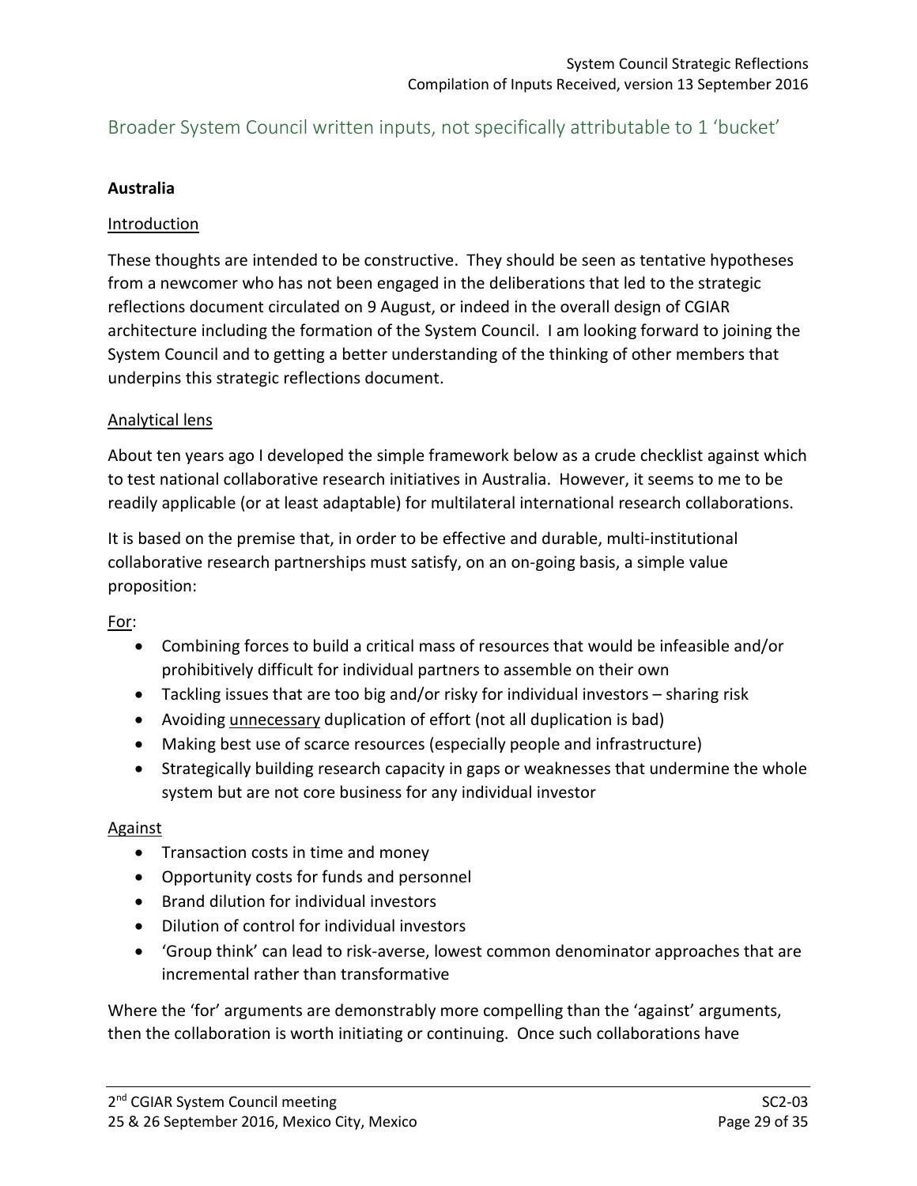## Broader System Council written inputs, not specifically attributable to 1 'bucket'

**Australia**

<u>Introduction</u>

These thoughts are intended to be constructive. They should be seen as tentative hypotheses from a newcomer who has not been engaged in the deliberations that led to the strategic reflections document circulated on 9 August, or indeed in the overall design of CGIAR architecture including the formation of the System Council. I am looking forward to joining the System Council and to getting a better understanding of the thinking of other members that underpins this strategic reflections document.

<u>Analytical lens</u>

About ten years ago I developed the simple framework below as a crude checklist against which to test national collaborative research initiatives in Australia. However, it seems to me to be readily applicable (or at least adaptable) for multilateral international research collaborations.

It is based on the premise that, in order to be effective and durable, multi-institutional collaborative research partnerships must satisfy, on an on-going basis, a simple value proposition:

<u>For</u>:

- Combining forces to build a critical mass of resources that would be infeasible and/or prohibitively difficult for individual partners to assemble on their own
- Tackling issues that are too big and/or risky for individual investors – sharing risk
- Avoiding <u>unnecessary</u> duplication of effort (not all duplication is bad)
- Making best use of scarce resources (especially people and infrastructure)
- Strategically building research capacity in gaps or weaknesses that undermine the whole system but are not core business for any individual investor

<u>Against</u>

- Transaction costs in time and money
- Opportunity costs for funds and personnel
- Brand dilution for individual investors
- Dilution of control for individual investors
- 'Group think' can lead to risk-averse, lowest common denominator approaches that are incremental rather than transformative

Where the 'for' arguments are demonstrably more compelling than the 'against' arguments, then the collaboration is worth initiating or continuing. Once such collaborations have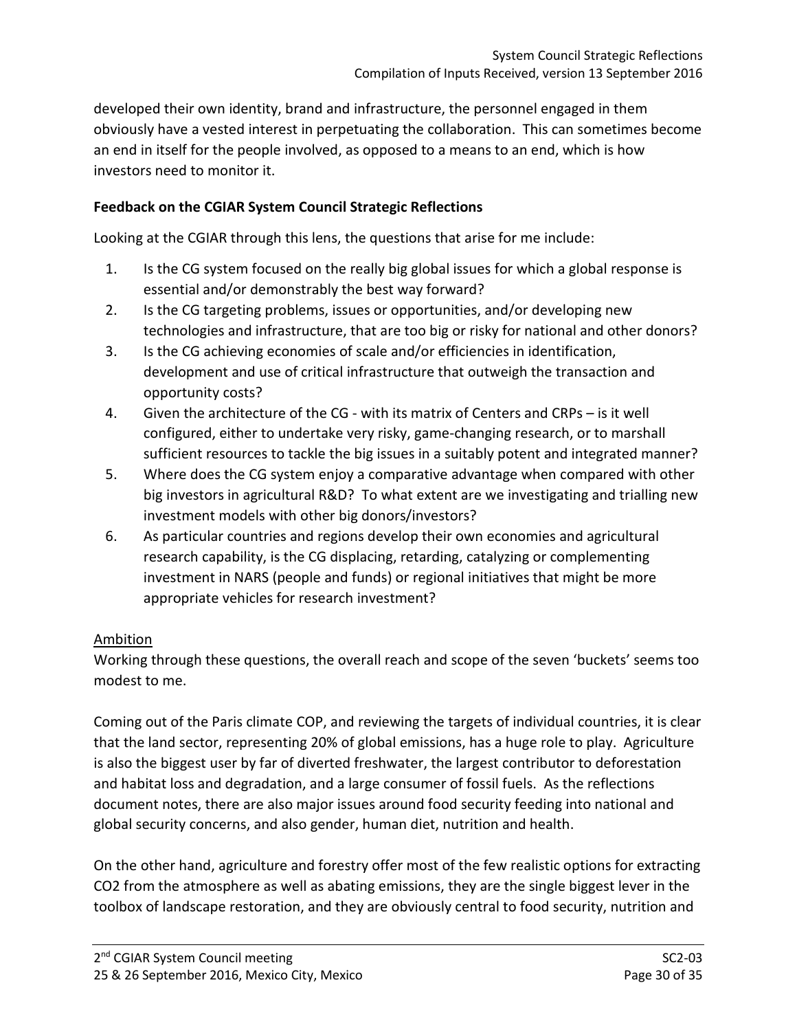developed their own identity, brand and infrastructure, the personnel engaged in them obviously have a vested interest in perpetuating the collaboration. This can sometimes become an end in itself for the people involved, as opposed to a means to an end, which is how investors need to monitor it.

**Feedback on the CGIAR System Council Strategic Reflections**

Looking at the CGIAR through this lens, the questions that arise for me include:

1. Is the CG system focused on the really big global issues for which a global response is essential and/or demonstrably the best way forward?
2. Is the CG targeting problems, issues or opportunities, and/or developing new technologies and infrastructure, that are too big or risky for national and other donors?
3. Is the CG achieving economies of scale and/or efficiencies in identification, development and use of critical infrastructure that outweigh the transaction and opportunity costs?
4. Given the architecture of the CG - with its matrix of Centers and CRPs – is it well configured, either to undertake very risky, game-changing research, or to marshall sufficient resources to tackle the big issues in a suitably potent and integrated manner?
5. Where does the CG system enjoy a comparative advantage when compared with other big investors in agricultural R&D? To what extent are we investigating and trialling new investment models with other big donors/investors?
6. As particular countries and regions develop their own economies and agricultural research capability, is the CG displacing, retarding, catalyzing or complementing investment in NARS (people and funds) or regional initiatives that might be more appropriate vehicles for research investment?

Ambition

Working through these questions, the overall reach and scope of the seven 'buckets' seems too modest to me.

Coming out of the Paris climate COP, and reviewing the targets of individual countries, it is clear that the land sector, representing 20% of global emissions, has a huge role to play. Agriculture is also the biggest user by far of diverted freshwater, the largest contributor to deforestation and habitat loss and degradation, and a large consumer of fossil fuels. As the reflections document notes, there are also major issues around food security feeding into national and global security concerns, and also gender, human diet, nutrition and health.

On the other hand, agriculture and forestry offer most of the few realistic options for extracting $CO_2$ from the atmosphere as well as abating emissions, they are the single biggest lever in the toolbox of landscape restoration, and they are obviously central to food security, nutrition and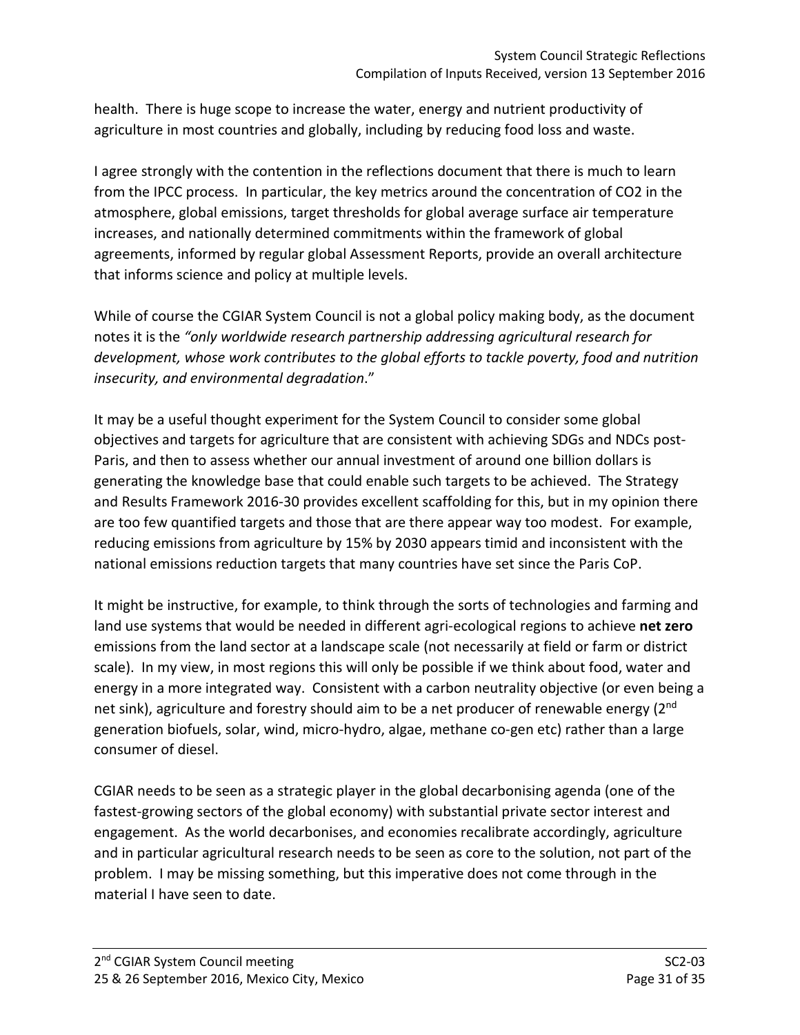health. There is huge scope to increase the water, energy and nutrient productivity of agriculture in most countries and globally, including by reducing food loss and waste.

I agree strongly with the contention in the reflections document that there is much to learn from the IPCC process. In particular, the key metrics around the concentration of $CO_2$ in the atmosphere, global emissions, target thresholds for global average surface air temperature increases, and nationally determined commitments within the framework of global agreements, informed by regular global Assessment Reports, provide an overall architecture that informs science and policy at multiple levels.

While of course the CGIAR System Council is not a global policy making body, as the document notes it is the *"only worldwide research partnership addressing agricultural research for development, whose work contributes to the global efforts to tackle poverty, food and nutrition insecurity, and environmental degradation*."

It may be a useful thought experiment for the System Council to consider some global objectives and targets for agriculture that are consistent with achieving SDGs and NDCs post-Paris, and then to assess whether our annual investment of around one billion dollars is generating the knowledge base that could enable such targets to be achieved. The Strategy and Results Framework 2016-30 provides excellent scaffolding for this, but in my opinion there are too few quantified targets and those that are there appear way too modest. For example, reducing emissions from agriculture by 15% by 2030 appears timid and inconsistent with the national emissions reduction targets that many countries have set since the Paris CoP.

It might be instructive, for example, to think through the sorts of technologies and farming and land use systems that would be needed in different agri-ecological regions to achieve **net zero** emissions from the land sector at a landscape scale (not necessarily at field or farm or district scale). In my view, in most regions this will only be possible if we think about food, water and energy in a more integrated way. Consistent with a carbon neutrality objective (or even being a net sink), agriculture and forestry should aim to be a net producer of renewable energy (2nd generation biofuels, solar, wind, micro-hydro, algae, methane co-gen etc) rather than a large consumer of diesel.

CGIAR needs to be seen as a strategic player in the global decarbonising agenda (one of the fastest-growing sectors of the global economy) with substantial private sector interest and engagement. As the world decarbonises, and economies recalibrate accordingly, agriculture and in particular agricultural research needs to be seen as core to the solution, not part of the problem. I may be missing something, but this imperative does not come through in the material I have seen to date.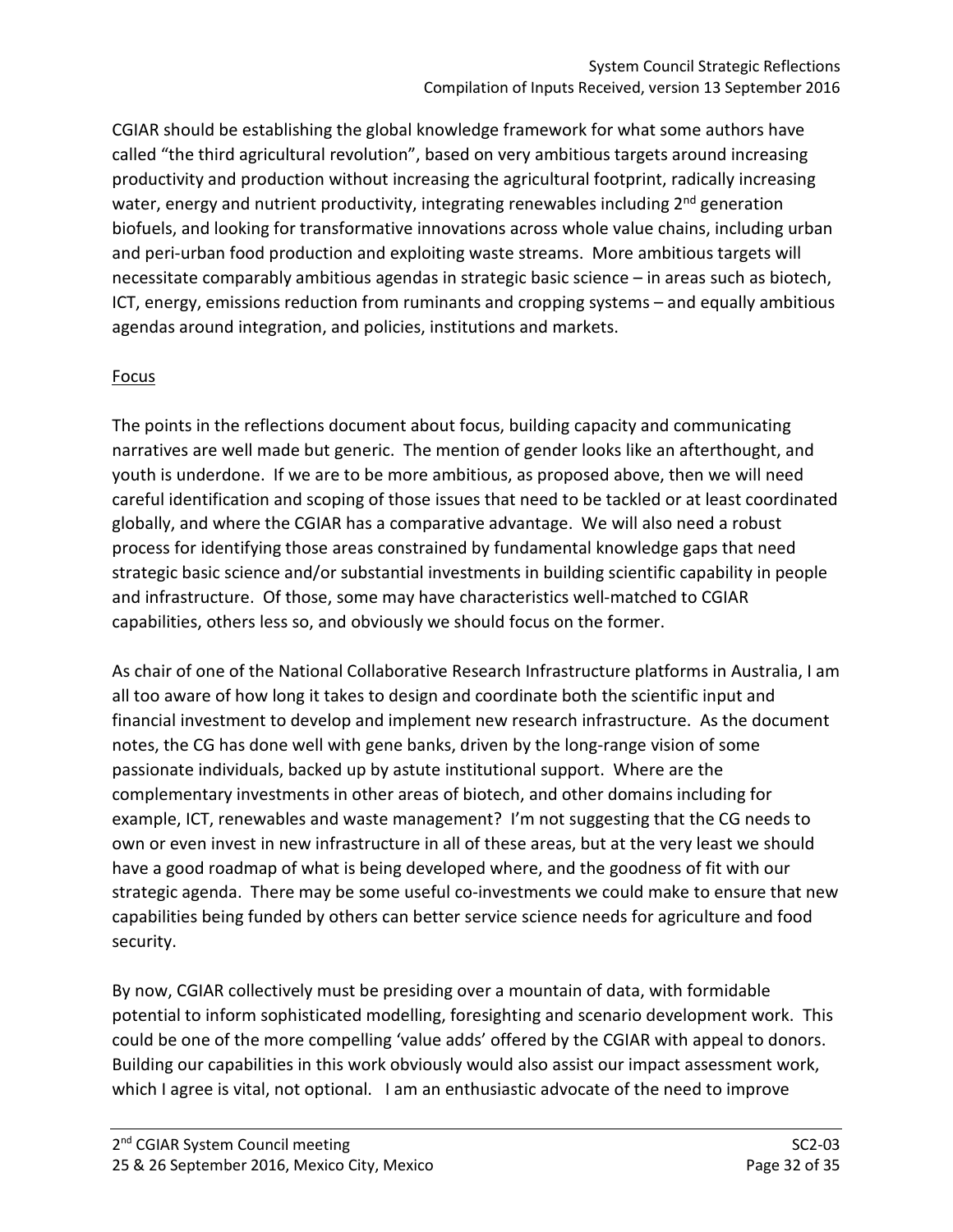CGIAR should be establishing the global knowledge framework for what some authors have called "the third agricultural revolution", based on very ambitious targets around increasing productivity and production without increasing the agricultural footprint, radically increasing water, energy and nutrient productivity, integrating renewables including 2nd generation biofuels, and looking for transformative innovations across whole value chains, including urban and peri-urban food production and exploiting waste streams. More ambitious targets will necessitate comparably ambitious agendas in strategic basic science – in areas such as biotech, ICT, energy, emissions reduction from ruminants and cropping systems – and equally ambitious agendas around integration, and policies, institutions and markets.

Focus

The points in the reflections document about focus, building capacity and communicating narratives are well made but generic. The mention of gender looks like an afterthought, and youth is underdone. If we are to be more ambitious, as proposed above, then we will need careful identification and scoping of those issues that need to be tackled or at least coordinated globally, and where the CGIAR has a comparative advantage. We will also need a robust process for identifying those areas constrained by fundamental knowledge gaps that need strategic basic science and/or substantial investments in building scientific capability in people and infrastructure. Of those, some may have characteristics well-matched to CGIAR capabilities, others less so, and obviously we should focus on the former.

As chair of one of the National Collaborative Research Infrastructure platforms in Australia, I am all too aware of how long it takes to design and coordinate both the scientific input and financial investment to develop and implement new research infrastructure. As the document notes, the CG has done well with gene banks, driven by the long-range vision of some passionate individuals, backed up by astute institutional support. Where are the complementary investments in other areas of biotech, and other domains including for example, ICT, renewables and waste management? I'm not suggesting that the CG needs to own or even invest in new infrastructure in all of these areas, but at the very least we should have a good roadmap of what is being developed where, and the goodness of fit with our strategic agenda. There may be some useful co-investments we could make to ensure that new capabilities being funded by others can better service science needs for agriculture and food security.

By now, CGIAR collectively must be presiding over a mountain of data, with formidable potential to inform sophisticated modelling, foresighting and scenario development work. This could be one of the more compelling 'value adds' offered by the CGIAR with appeal to donors. Building our capabilities in this work obviously would also assist our impact assessment work, which I agree is vital, not optional. I am an enthusiastic advocate of the need to improve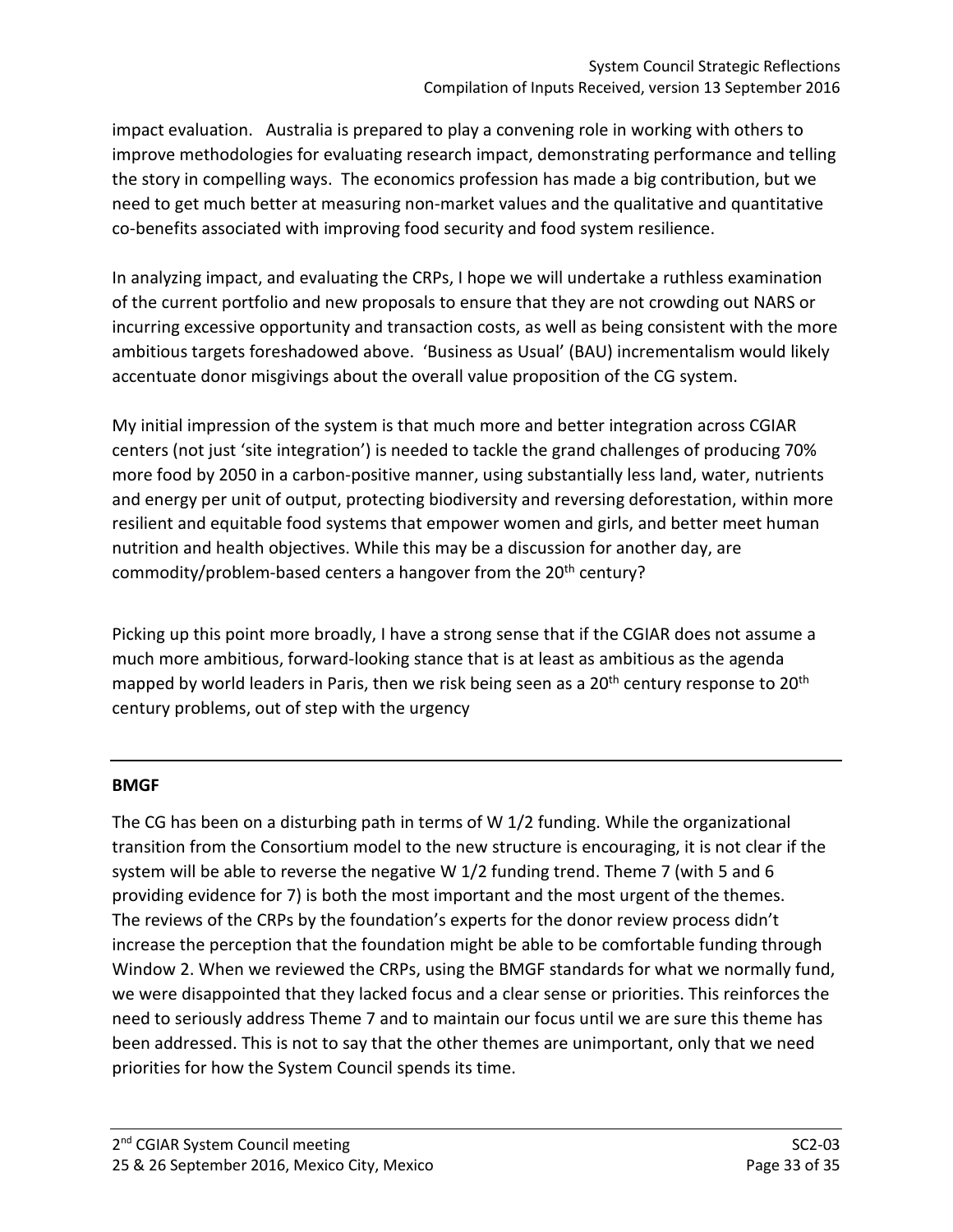impact evaluation. Australia is prepared to play a convening role in working with others to improve methodologies for evaluating research impact, demonstrating performance and telling the story in compelling ways. The economics profession has made a big contribution, but we need to get much better at measuring non-market values and the qualitative and quantitative co-benefits associated with improving food security and food system resilience.

In analyzing impact, and evaluating the CRPs, I hope we will undertake a ruthless examination of the current portfolio and new proposals to ensure that they are not crowding out NARS or incurring excessive opportunity and transaction costs, as well as being consistent with the more ambitious targets foreshadowed above. 'Business as Usual' (BAU) incrementalism would likely accentuate donor misgivings about the overall value proposition of the CG system.

My initial impression of the system is that much more and better integration across CGIAR centers (not just 'site integration') is needed to tackle the grand challenges of producing 70% more food by 2050 in a carbon-positive manner, using substantially less land, water, nutrients and energy per unit of output, protecting biodiversity and reversing deforestation, within more resilient and equitable food systems that empower women and girls, and better meet human nutrition and health objectives. While this may be a discussion for another day, are commodity/problem-based centers a hangover from the 20th century?

Picking up this point more broadly, I have a strong sense that if the CGIAR does not assume a much more ambitious, forward-looking stance that is at least as ambitious as the agenda mapped by world leaders in Paris, then we risk being seen as a 20th century response to 20th century problems, out of step with the urgency

---

**BMGF**

The CG has been on a disturbing path in terms of W 1/2 funding. While the organizational transition from the Consortium model to the new structure is encouraging, it is not clear if the system will be able to reverse the negative W 1/2 funding trend. Theme 7 (with 5 and 6 providing evidence for 7) is both the most important and the most urgent of the themes. The reviews of the CRPs by the foundation's experts for the donor review process didn't increase the perception that the foundation might be able to be comfortable funding through Window 2. When we reviewed the CRPs, using the BMGF standards for what we normally fund, we were disappointed that they lacked focus and a clear sense or priorities. This reinforces the need to seriously address Theme 7 and to maintain our focus until we are sure this theme has been addressed. This is not to say that the other themes are unimportant, only that we need priorities for how the System Council spends its time.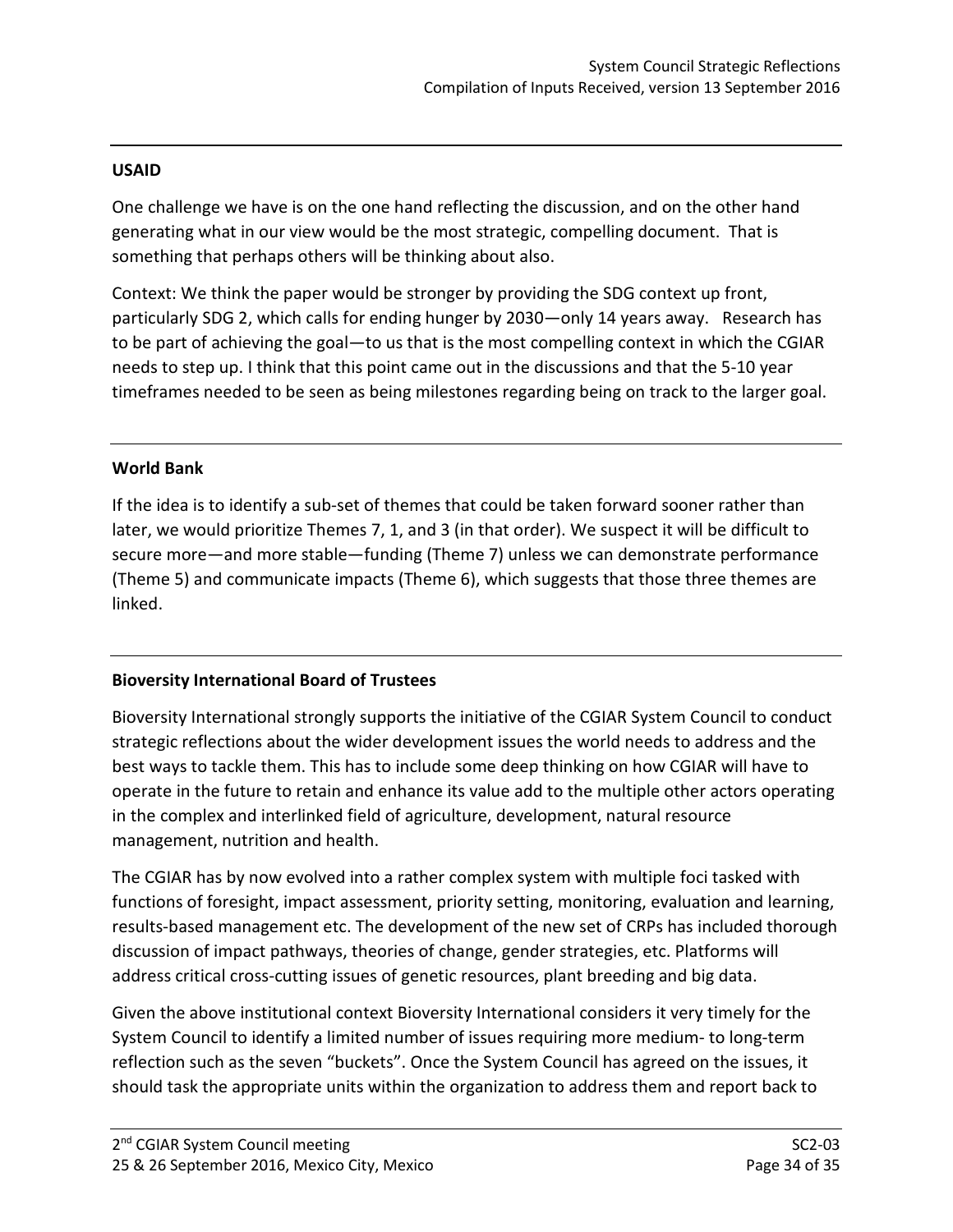**USAID**

One challenge we have is on the one hand reflecting the discussion, and on the other hand generating what in our view would be the most strategic, compelling document. That is something that perhaps others will be thinking about also.

Context: We think the paper would be stronger by providing the SDG context up front, particularly SDG 2, which calls for ending hunger by 2030—only 14 years away. Research has to be part of achieving the goal—to us that is the most compelling context in which the CGIAR needs to step up. I think that this point came out in the discussions and that the 5-10 year timeframes needed to be seen as being milestones regarding being on track to the larger goal.

---

**World Bank**

If the idea is to identify a sub-set of themes that could be taken forward sooner rather than later, we would prioritize Themes 7, 1, and 3 (in that order). We suspect it will be difficult to secure more—and more stable—funding (Theme 7) unless we can demonstrate performance (Theme 5) and communicate impacts (Theme 6), which suggests that those three themes are linked.

---

**Bioversity International Board of Trustees**

Bioversity International strongly supports the initiative of the CGIAR System Council to conduct strategic reflections about the wider development issues the world needs to address and the best ways to tackle them. This has to include some deep thinking on how CGIAR will have to operate in the future to retain and enhance its value add to the multiple other actors operating in the complex and interlinked field of agriculture, development, natural resource management, nutrition and health.

The CGIAR has by now evolved into a rather complex system with multiple foci tasked with functions of foresight, impact assessment, priority setting, monitoring, evaluation and learning, results-based management etc. The development of the new set of CRPs has included thorough discussion of impact pathways, theories of change, gender strategies, etc. Platforms will address critical cross-cutting issues of genetic resources, plant breeding and big data.

Given the above institutional context Bioversity International considers it very timely for the System Council to identify a limited number of issues requiring more medium- to long-term reflection such as the seven "buckets". Once the System Council has agreed on the issues, it should task the appropriate units within the organization to address them and report back to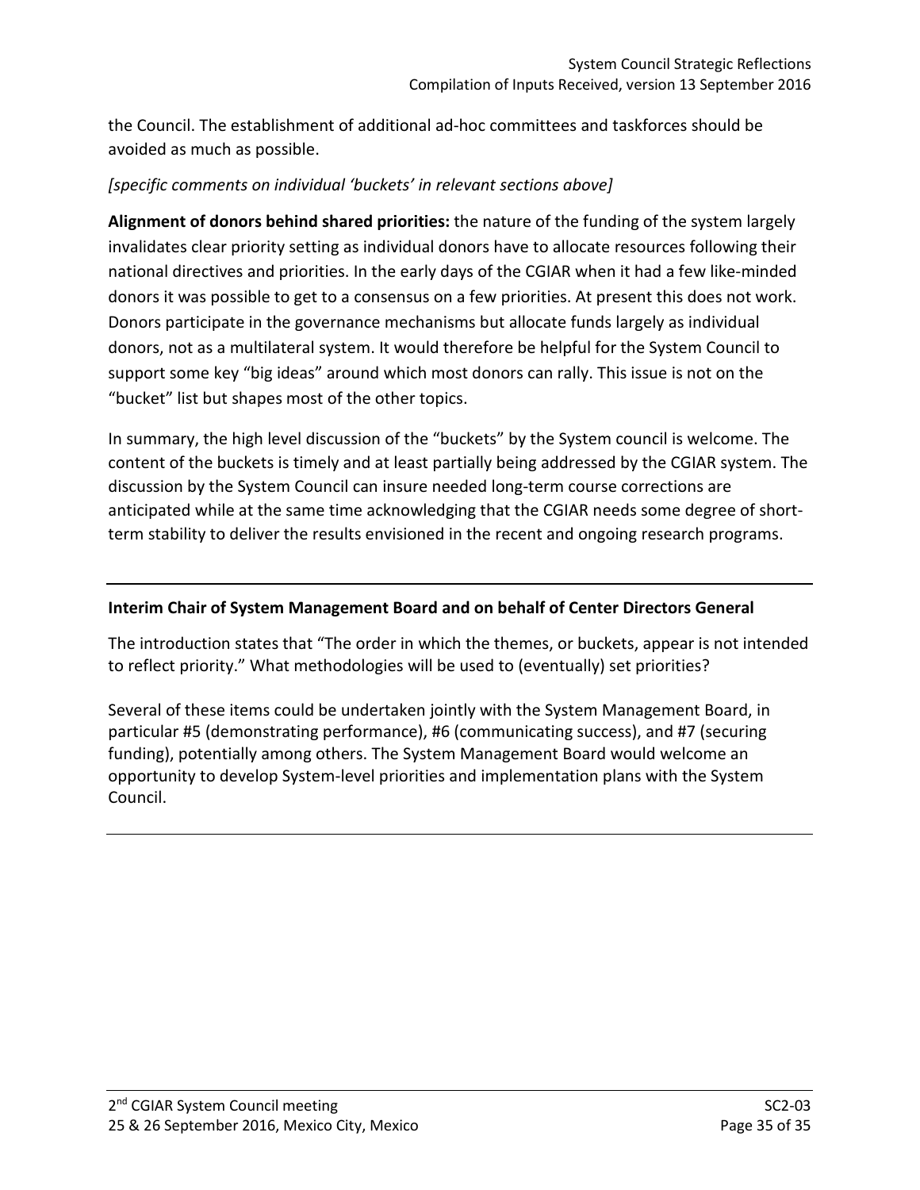the Council. The establishment of additional ad-hoc committees and taskforces should be avoided as much as possible.

*[specific comments on individual 'buckets' in relevant sections above]*

**Alignment of donors behind shared priorities:** the nature of the funding of the system largely invalidates clear priority setting as individual donors have to allocate resources following their national directives and priorities. In the early days of the CGIAR when it had a few like-minded donors it was possible to get to a consensus on a few priorities. At present this does not work. Donors participate in the governance mechanisms but allocate funds largely as individual donors, not as a multilateral system. It would therefore be helpful for the System Council to support some key "big ideas" around which most donors can rally. This issue is not on the "bucket" list but shapes most of the other topics.

In summary, the high level discussion of the "buckets" by the System council is welcome. The content of the buckets is timely and at least partially being addressed by the CGIAR system. The discussion by the System Council can insure needed long-term course corrections are anticipated while at the same time acknowledging that the CGIAR needs some degree of short-term stability to deliver the results envisioned in the recent and ongoing research programs.

---

**Interim Chair of System Management Board and on behalf of Center Directors General**

The introduction states that "The order in which the themes, or buckets, appear is not intended to reflect priority." What methodologies will be used to (eventually) set priorities?

Several of these items could be undertaken jointly with the System Management Board, in particular #5 (demonstrating performance), #6 (communicating success), and #7 (securing funding), potentially among others. The System Management Board would welcome an opportunity to develop System-level priorities and implementation plans with the System Council.

---